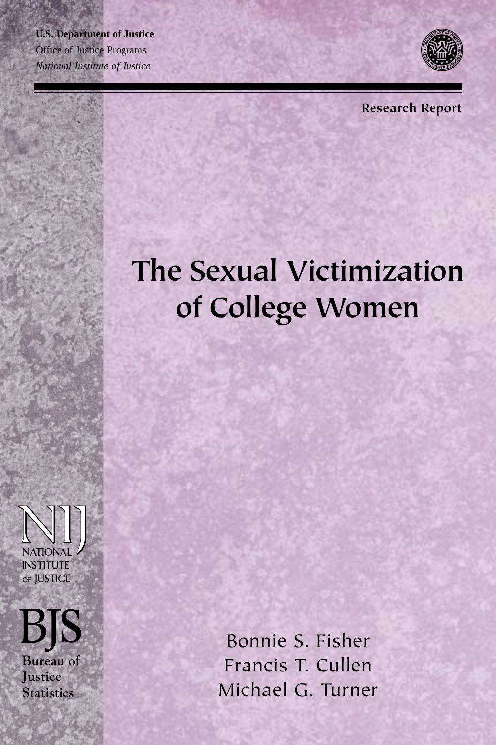**U.S. Department of Justice**
Office of Justice Programs
*National Institute of Justice*

Research Report

# The Sexual Victimization of College Women

NIJ
NATIONAL INSTITUTE OF JUSTICE

BJS
Bureau of Justice Statistics

Bonnie S. Fisher
Francis T. Cullen
Michael G. Turner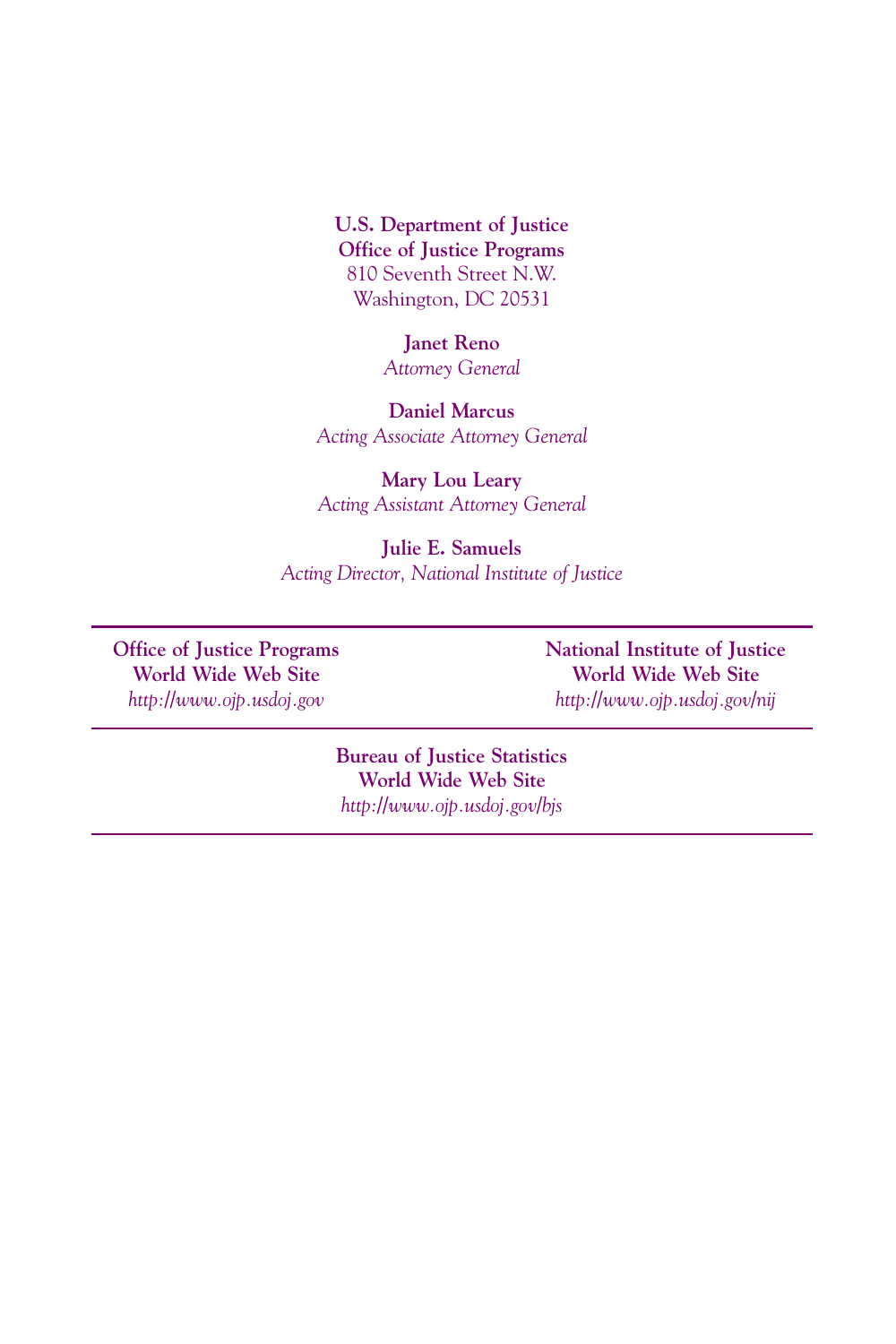**U.S. Department of Justice**
**Office of Justice Programs**
810 Seventh Street N.W.
Washington, DC 20531

**Janet Reno**
*Attorney General*

**Daniel Marcus**
*Acting Associate Attorney General*

**Mary Lou Leary**
*Acting Assistant Attorney General*

**Julie E. Samuels**
*Acting Director, National Institute of Justice*

---

**Office of Justice Programs**
**World Wide Web Site**
*http://www.ojp.usdoj.gov*

**National Institute of Justice**
**World Wide Web Site**
*http://www.ojp.usdoj.gov/nij*

---

**Bureau of Justice Statistics**
**World Wide Web Site**
*http://www.ojp.usdoj.gov/bjs*

---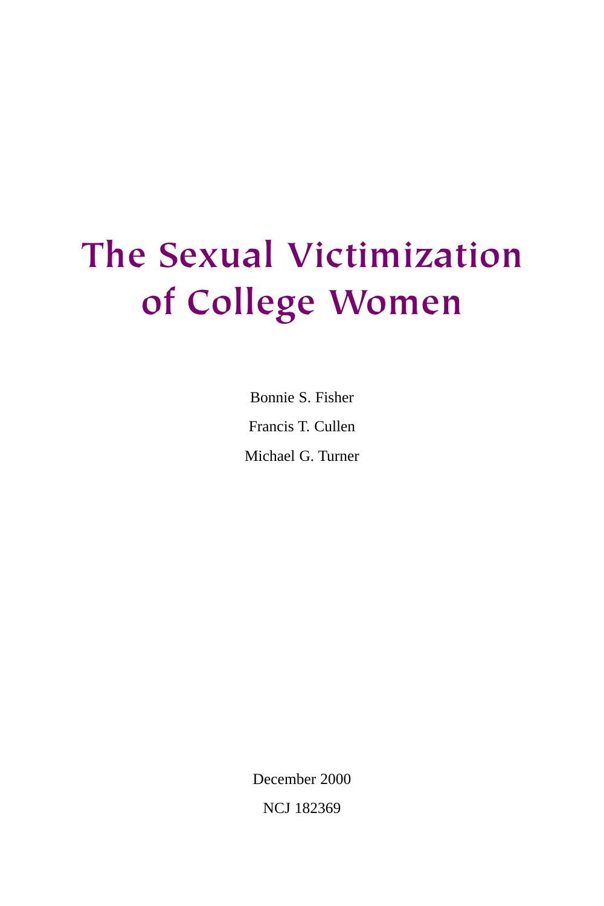# The Sexual Victimization of College Women

Bonnie S. Fisher

Francis T. Cullen

Michael G. Turner

December 2000

NCJ 182369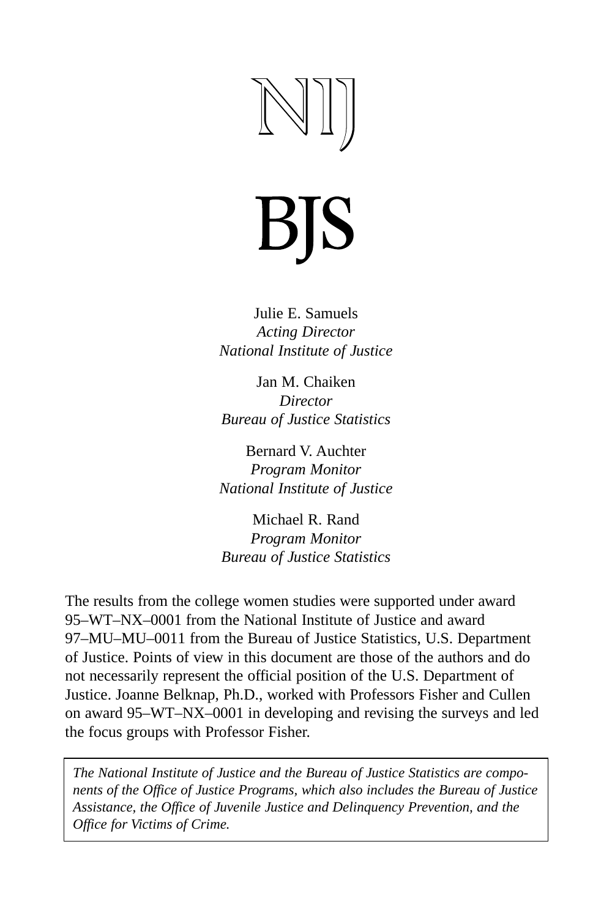NIJ

BJS

Julie E. Samuels
*Acting Director*
*National Institute of Justice*

Jan M. Chaiken
*Director*
*Bureau of Justice Statistics*

Bernard V. Auchter
*Program Monitor*
*National Institute of Justice*

Michael R. Rand
*Program Monitor*
*Bureau of Justice Statistics*

The results from the college women studies were supported under award 95–WT–NX–0001 from the National Institute of Justice and award 97–MU–MU–0011 from the Bureau of Justice Statistics, U.S. Department of Justice. Points of view in this document are those of the authors and do not necessarily represent the official position of the U.S. Department of Justice. Joanne Belknap, Ph.D., worked with Professors Fisher and Cullen on award 95–WT–NX–0001 in developing and revising the surveys and led the focus groups with Professor Fisher.

*The National Institute of Justice and the Bureau of Justice Statistics are components of the Office of Justice Programs, which also includes the Bureau of Justice Assistance, the Office of Juvenile Justice and Delinquency Prevention, and the Office for Victims of Crime.*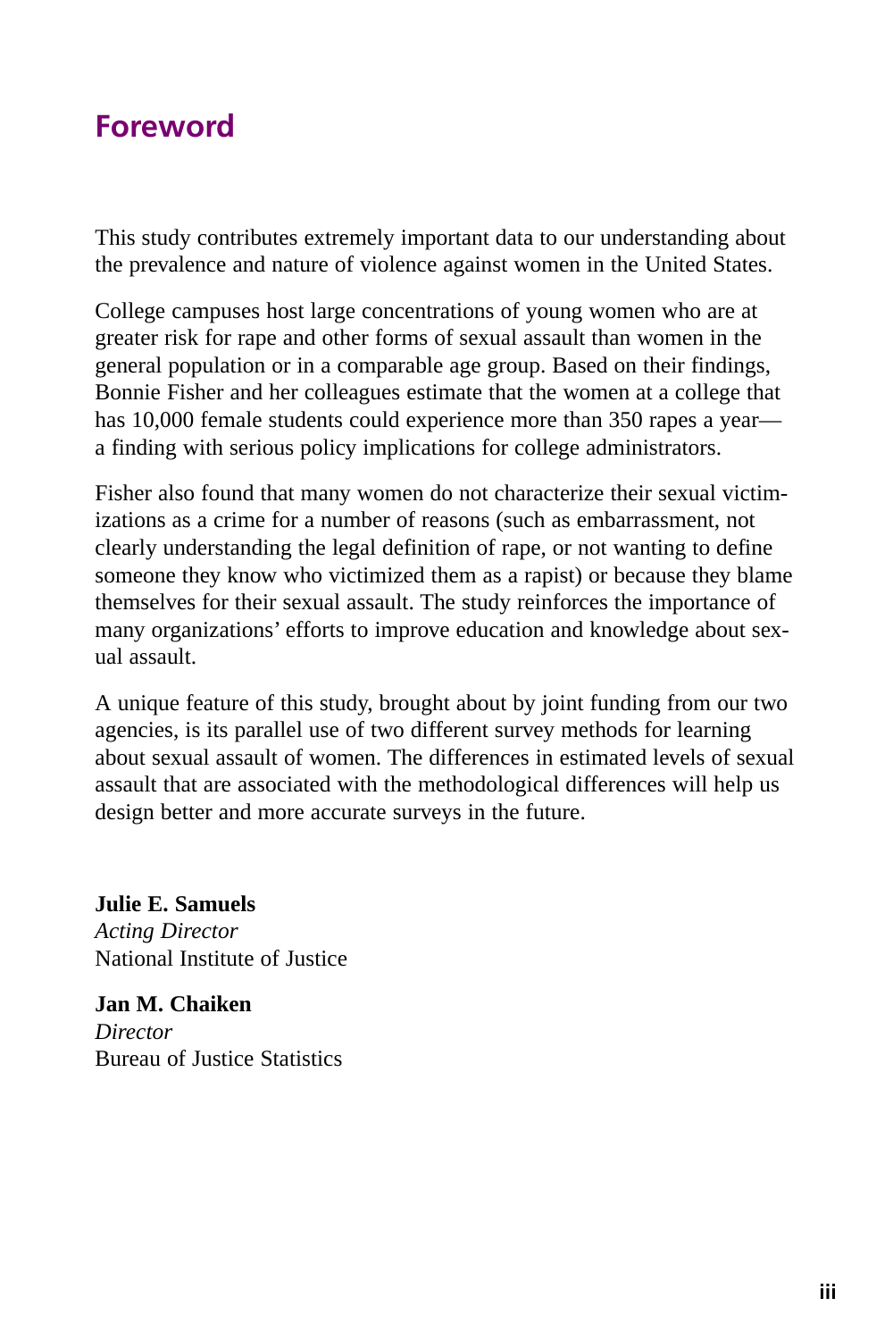# Foreword

This study contributes extremely important data to our understanding about the prevalence and nature of violence against women in the United States.

College campuses host large concentrations of young women who are at greater risk for rape and other forms of sexual assault than women in the general population or in a comparable age group. Based on their findings, Bonnie Fisher and her colleagues estimate that the women at a college that has 10,000 female students could experience more than 350 rapes a year—a finding with serious policy implications for college administrators.

Fisher also found that many women do not characterize their sexual victimizations as a crime for a number of reasons (such as embarrassment, not clearly understanding the legal definition of rape, or not wanting to define someone they know who victimized them as a rapist) or because they blame themselves for their sexual assault. The study reinforces the importance of many organizations' efforts to improve education and knowledge about sexual assault.

A unique feature of this study, brought about by joint funding from our two agencies, is its parallel use of two different survey methods for learning about sexual assault of women. The differences in estimated levels of sexual assault that are associated with the methodological differences will help us design better and more accurate surveys in the future.

**Julie E. Samuels**
*Acting Director*
National Institute of Justice

**Jan M. Chaiken**
*Director*
Bureau of Justice Statistics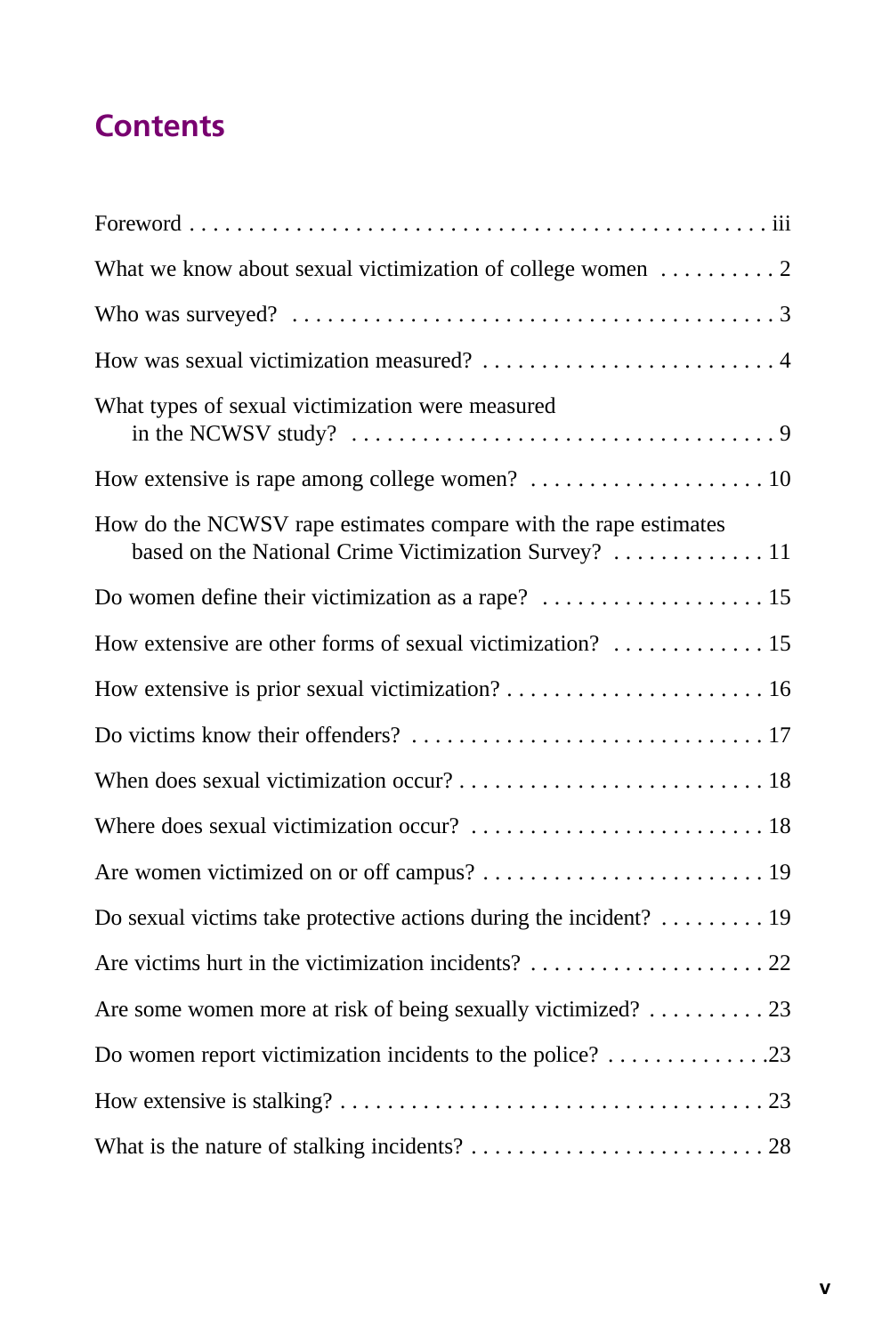# Contents

| | |
|---|---|
| Foreword | iii |
| What we know about sexual victimization of college women | 2 |
| Who was surveyed? | 3 |
| How was sexual victimization measured? | 4 |
| What types of sexual victimization were measured in the NCWSV study? | 9 |
| How extensive is rape among college women? | 10 |
| How do the NCWSV rape estimates compare with the rape estimates based on the National Crime Victimization Survey? | 11 |
| Do women define their victimization as a rape? | 15 |
| How extensive are other forms of sexual victimization? | 15 |
| How extensive is prior sexual victimization? | 16 |
| Do victims know their offenders? | 17 |
| When does sexual victimization occur? | 18 |
| Where does sexual victimization occur? | 18 |
| Are women victimized on or off campus? | 19 |
| Do sexual victims take protective actions during the incident? | 19 |
| Are victims hurt in the victimization incidents? | 22 |
| Are some women more at risk of being sexually victimized? | 23 |
| Do women report victimization incidents to the police? | 23 |
| How extensive is stalking? | 23 |
| What is the nature of stalking incidents? | 28 |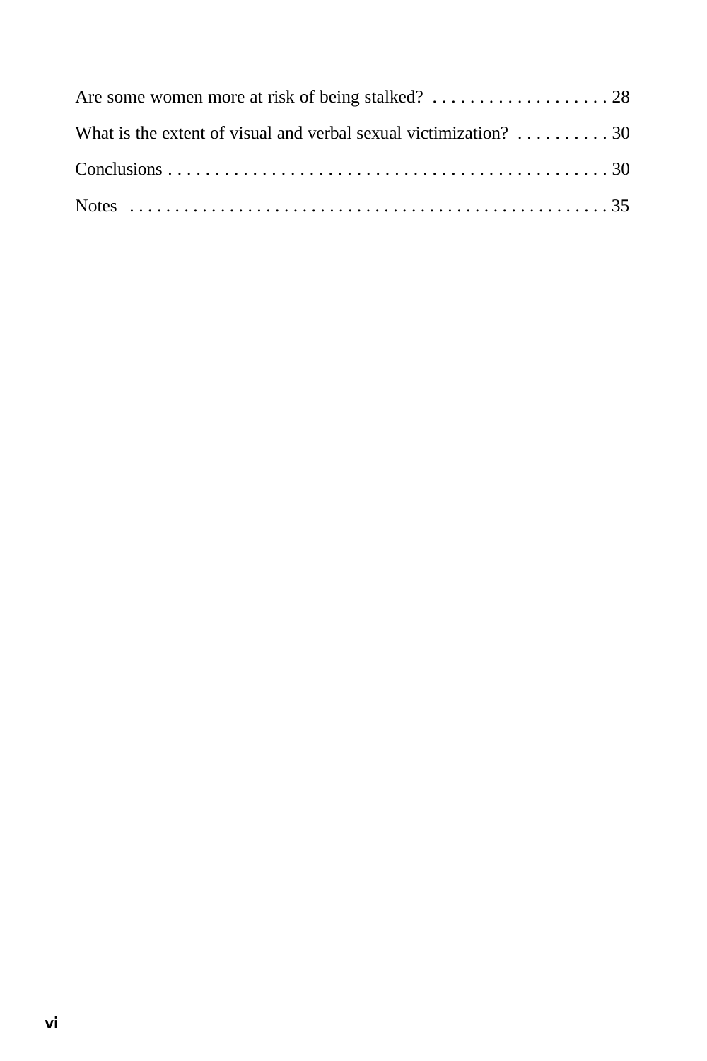Are some women more at risk of being stalked? . . . . . . . . . . . . . . . . . . . 28

What is the extent of visual and verbal sexual victimization? . . . . . . . . . . 30

Conclusions . . . . . . . . . . . . . . . . . . . . . . . . . . . . . . . . . . . . . . . . . . . . . . 30

Notes . . . . . . . . . . . . . . . . . . . . . . . . . . . . . . . . . . . . . . . . . . . . . . . . . . . 35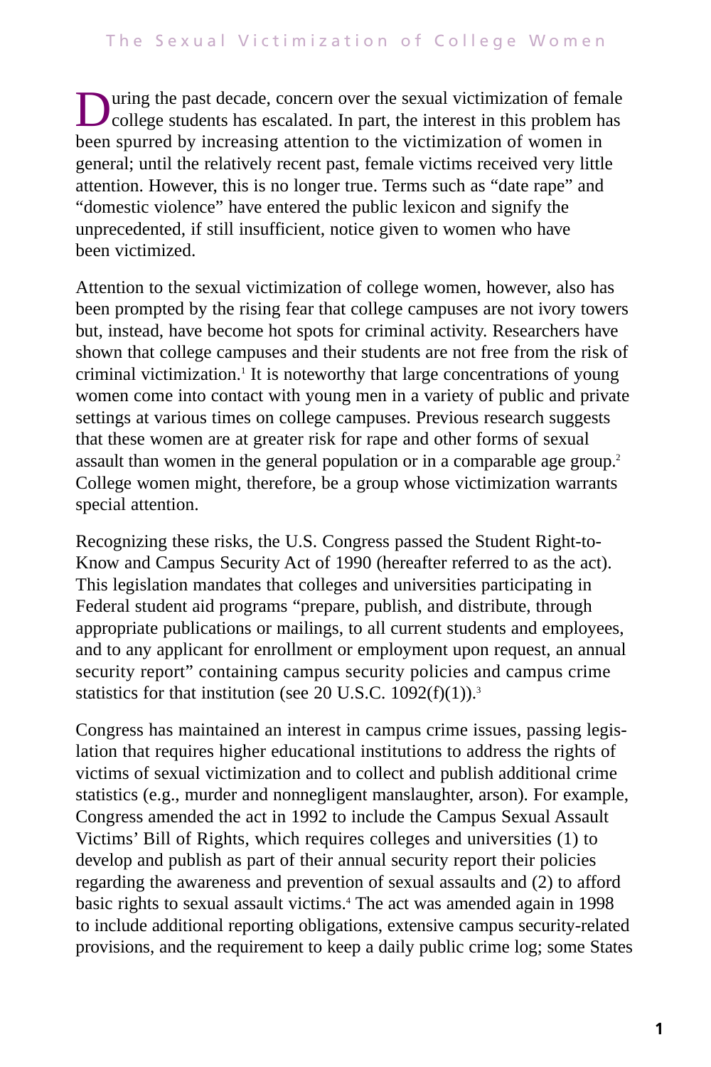During the past decade, concern over the sexual victimization of female college students has escalated. In part, the interest in this problem has been spurred by increasing attention to the victimization of women in general; until the relatively recent past, female victims received very little attention. However, this is no longer true. Terms such as "date rape" and "domestic violence" have entered the public lexicon and signify the unprecedented, if still insufficient, notice given to women who have been victimized.

Attention to the sexual victimization of college women, however, also has been prompted by the rising fear that college campuses are not ivory towers but, instead, have become hot spots for criminal activity. Researchers have shown that college campuses and their students are not free from the risk of criminal victimization.[1] It is noteworthy that large concentrations of young women come into contact with young men in a variety of public and private settings at various times on college campuses. Previous research suggests that these women are at greater risk for rape and other forms of sexual assault than women in the general population or in a comparable age group.[2] College women might, therefore, be a group whose victimization warrants special attention.

Recognizing these risks, the U.S. Congress passed the Student Right-to-Know and Campus Security Act of 1990 (hereafter referred to as the act). This legislation mandates that colleges and universities participating in Federal student aid programs "prepare, publish, and distribute, through appropriate publications or mailings, to all current students and employees, and to any applicant for enrollment or employment upon request, an annual security report" containing campus security policies and campus crime statistics for that institution (see 20 U.S.C. 1092(f)(1)).[3]

Congress has maintained an interest in campus crime issues, passing legislation that requires higher educational institutions to address the rights of victims of sexual victimization and to collect and publish additional crime statistics (e.g., murder and nonnegligent manslaughter, arson). For example, Congress amended the act in 1992 to include the Campus Sexual Assault Victims' Bill of Rights, which requires colleges and universities (1) to develop and publish as part of their annual security report their policies regarding the awareness and prevention of sexual assaults and (2) to afford basic rights to sexual assault victims.[4] The act was amended again in 1998 to include additional reporting obligations, extensive campus security-related provisions, and the requirement to keep a daily public crime log; some States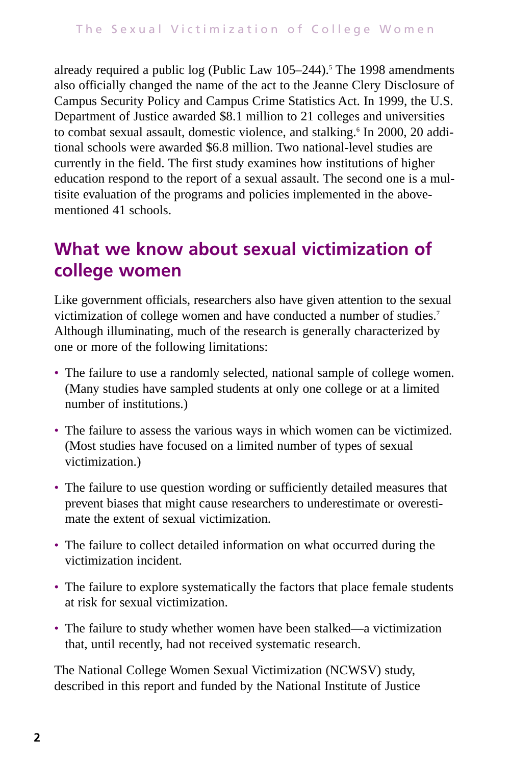already required a public log (Public Law 105–244).[5] The 1998 amendments also officially changed the name of the act to the Jeanne Clery Disclosure of Campus Security Policy and Campus Crime Statistics Act. In 1999, the U.S. Department of Justice awarded $8.1 million to 21 colleges and universities to combat sexual assault, domestic violence, and stalking.[6] In 2000, 20 additional schools were awarded $6.8 million. Two national-level studies are currently in the field. The first study examines how institutions of higher education respond to the report of a sexual assault. The second one is a multisite evaluation of the programs and policies implemented in the above-mentioned 41 schools.

## What we know about sexual victimization of college women

Like government officials, researchers also have given attention to the sexual victimization of college women and have conducted a number of studies.[7] Although illuminating, much of the research is generally characterized by one or more of the following limitations:

- The failure to use a randomly selected, national sample of college women. (Many studies have sampled students at only one college or at a limited number of institutions.)
- The failure to assess the various ways in which women can be victimized. (Most studies have focused on a limited number of types of sexual victimization.)
- The failure to use question wording or sufficiently detailed measures that prevent biases that might cause researchers to underestimate or overestimate the extent of sexual victimization.
- The failure to collect detailed information on what occurred during the victimization incident.
- The failure to explore systematically the factors that place female students at risk for sexual victimization.
- The failure to study whether women have been stalked—a victimization that, until recently, had not received systematic research.

The National College Women Sexual Victimization (NCWSV) study, described in this report and funded by the National Institute of Justice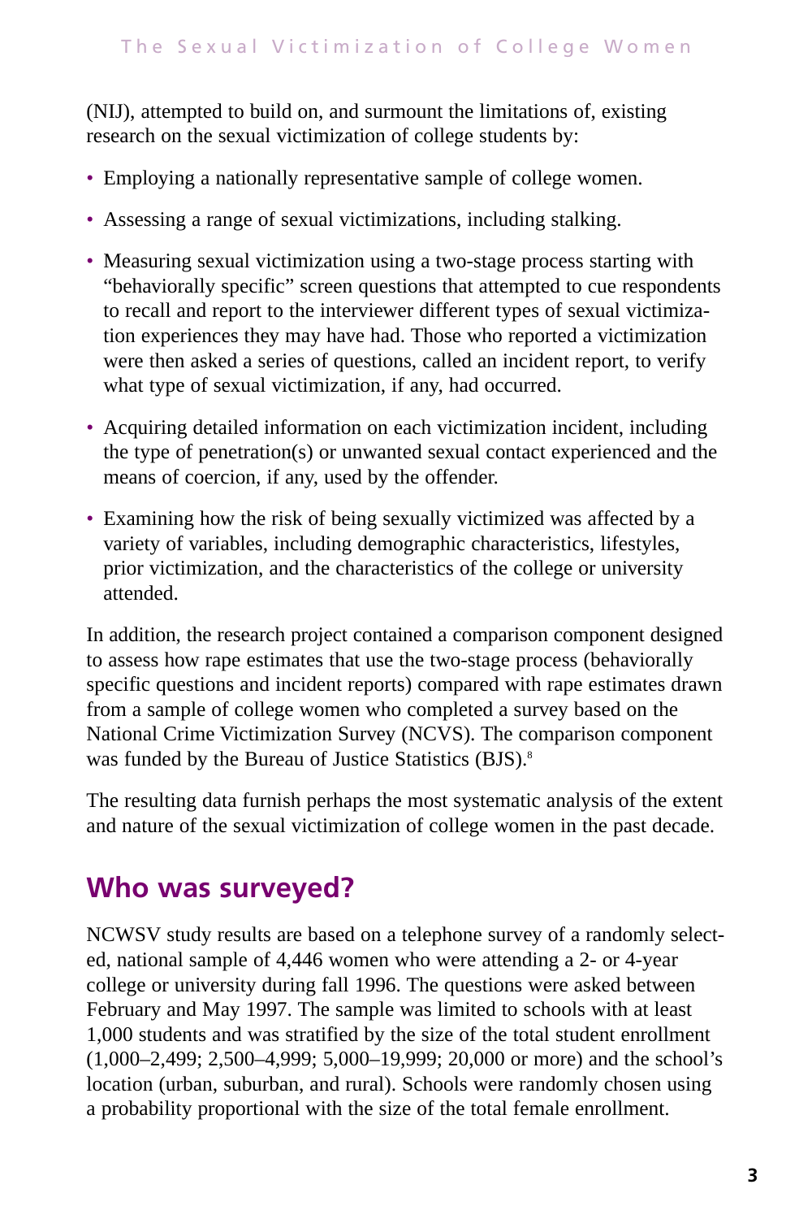(NIJ), attempted to build on, and surmount the limitations of, existing research on the sexual victimization of college students by:

- Employing a nationally representative sample of college women.
- Assessing a range of sexual victimizations, including stalking.
- Measuring sexual victimization using a two-stage process starting with "behaviorally specific" screen questions that attempted to cue respondents to recall and report to the interviewer different types of sexual victimization experiences they may have had. Those who reported a victimization were then asked a series of questions, called an incident report, to verify what type of sexual victimization, if any, had occurred.
- Acquiring detailed information on each victimization incident, including the type of penetration(s) or unwanted sexual contact experienced and the means of coercion, if any, used by the offender.
- Examining how the risk of being sexually victimized was affected by a variety of variables, including demographic characteristics, lifestyles, prior victimization, and the characteristics of the college or university attended.

In addition, the research project contained a comparison component designed to assess how rape estimates that use the two-stage process (behaviorally specific questions and incident reports) compared with rape estimates drawn from a sample of college women who completed a survey based on the National Crime Victimization Survey (NCVS). The comparison component was funded by the Bureau of Justice Statistics (BJS).[8]

The resulting data furnish perhaps the most systematic analysis of the extent and nature of the sexual victimization of college women in the past decade.

## Who was surveyed?

NCWSV study results are based on a telephone survey of a randomly selected, national sample of 4,446 women who were attending a 2- or 4-year college or university during fall 1996. The questions were asked between February and May 1997. The sample was limited to schools with at least 1,000 students and was stratified by the size of the total student enrollment (1,000–2,499; 2,500–4,999; 5,000–19,999; 20,000 or more) and the school's location (urban, suburban, and rural). Schools were randomly chosen using a probability proportional with the size of the total female enrollment.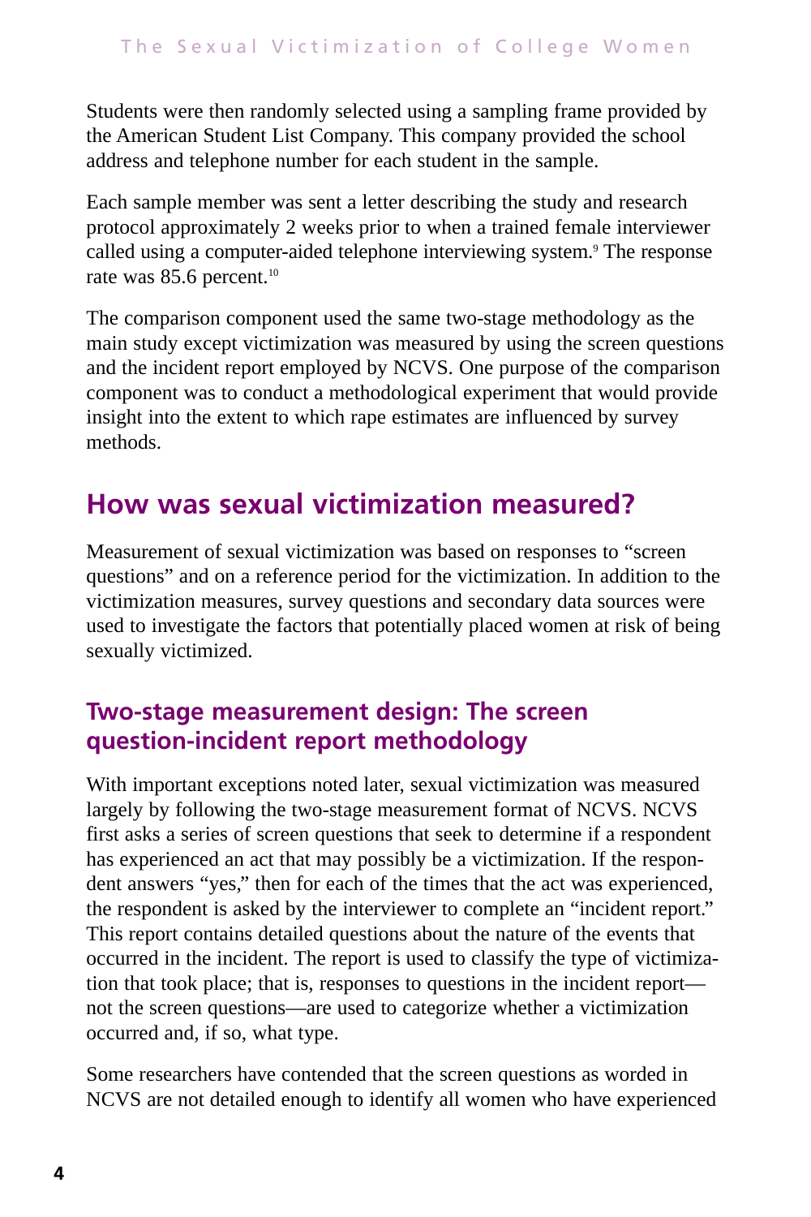Students were then randomly selected using a sampling frame provided by the American Student List Company. This company provided the school address and telephone number for each student in the sample.

Each sample member was sent a letter describing the study and research protocol approximately 2 weeks prior to when a trained female interviewer called using a computer-aided telephone interviewing system.[9] The response rate was 85.6 percent.[10]

The comparison component used the same two-stage methodology as the main study except victimization was measured by using the screen questions and the incident report employed by NCVS. One purpose of the comparison component was to conduct a methodological experiment that would provide insight into the extent to which rape estimates are influenced by survey methods.

## How was sexual victimization measured?

Measurement of sexual victimization was based on responses to "screen questions" and on a reference period for the victimization. In addition to the victimization measures, survey questions and secondary data sources were used to investigate the factors that potentially placed women at risk of being sexually victimized.

### Two-stage measurement design: The screen question-incident report methodology

With important exceptions noted later, sexual victimization was measured largely by following the two-stage measurement format of NCVS. NCVS first asks a series of screen questions that seek to determine if a respondent has experienced an act that may possibly be a victimization. If the respondent answers "yes," then for each of the times that the act was experienced, the respondent is asked by the interviewer to complete an "incident report." This report contains detailed questions about the nature of the events that occurred in the incident. The report is used to classify the type of victimization that took place; that is, responses to questions in the incident report—not the screen questions—are used to categorize whether a victimization occurred and, if so, what type.

Some researchers have contended that the screen questions as worded in NCVS are not detailed enough to identify all women who have experienced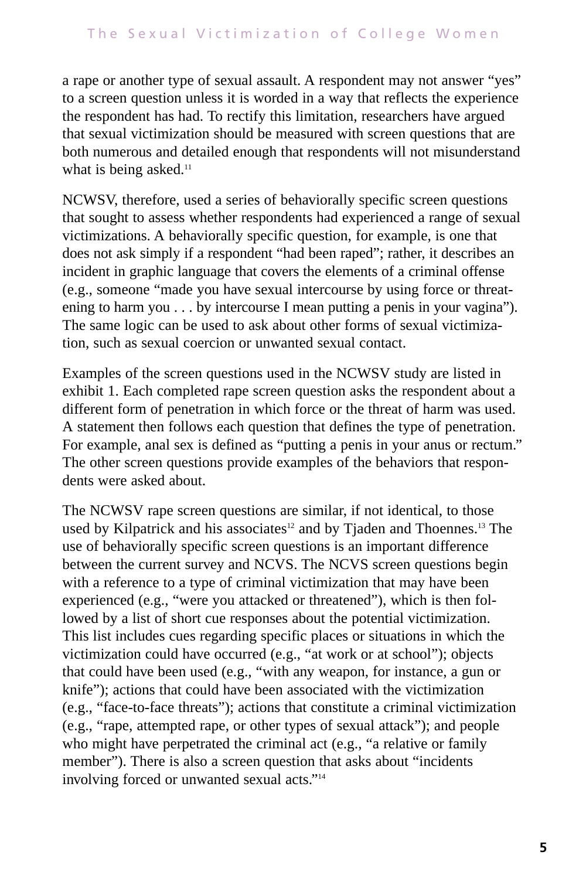a rape or another type of sexual assault. A respondent may not answer "yes" to a screen question unless it is worded in a way that reflects the experience the respondent has had. To rectify this limitation, researchers have argued that sexual victimization should be measured with screen questions that are both numerous and detailed enough that respondents will not misunderstand what is being asked.[11]

NCWSV, therefore, used a series of behaviorally specific screen questions that sought to assess whether respondents had experienced a range of sexual victimizations. A behaviorally specific question, for example, is one that does not ask simply if a respondent "had been raped"; rather, it describes an incident in graphic language that covers the elements of a criminal offense (e.g., someone "made you have sexual intercourse by using force or threatening to harm you . . . by intercourse I mean putting a penis in your vagina"). The same logic can be used to ask about other forms of sexual victimization, such as sexual coercion or unwanted sexual contact.

Examples of the screen questions used in the NCWSV study are listed in exhibit 1. Each completed rape screen question asks the respondent about a different form of penetration in which force or the threat of harm was used. A statement then follows each question that defines the type of penetration. For example, anal sex is defined as "putting a penis in your anus or rectum." The other screen questions provide examples of the behaviors that respondents were asked about.

The NCWSV rape screen questions are similar, if not identical, to those used by Kilpatrick and his associates[12] and by Tjaden and Thoennes.[13] The use of behaviorally specific screen questions is an important difference between the current survey and NCVS. The NCVS screen questions begin with a reference to a type of criminal victimization that may have been experienced (e.g., "were you attacked or threatened"), which is then followed by a list of short cue responses about the potential victimization. This list includes cues regarding specific places or situations in which the victimization could have occurred (e.g., "at work or at school"); objects that could have been used (e.g., "with any weapon, for instance, a gun or knife"); actions that could have been associated with the victimization (e.g., "face-to-face threats"); actions that constitute a criminal victimization (e.g., "rape, attempted rape, or other types of sexual attack"); and people who might have perpetrated the criminal act (e.g., "a relative or family member"). There is also a screen question that asks about "incidents involving forced or unwanted sexual acts."[14]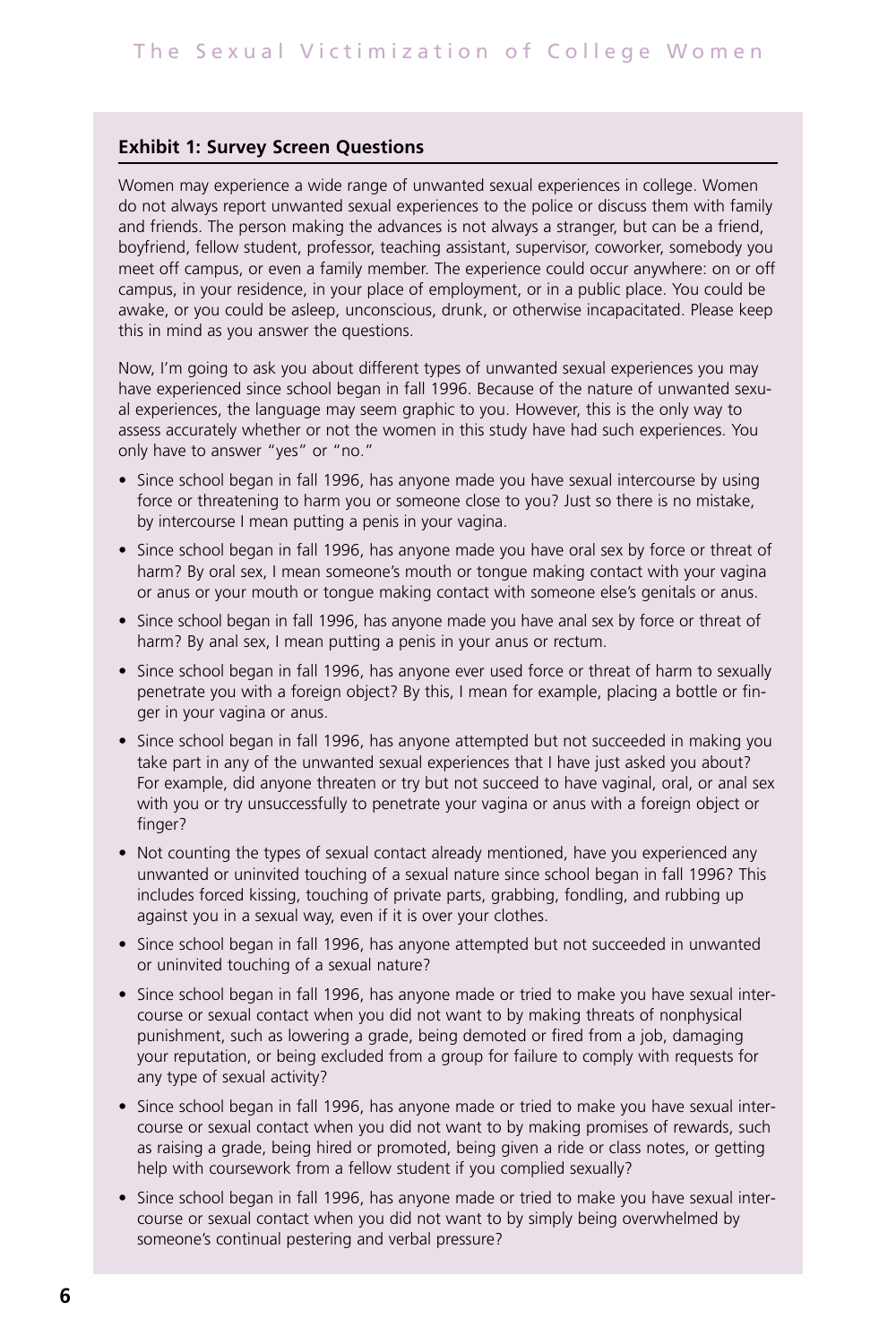### Exhibit 1: Survey Screen Questions

Women may experience a wide range of unwanted sexual experiences in college. Women do not always report unwanted sexual experiences to the police or discuss them with family and friends. The person making the advances is not always a stranger, but can be a friend, boyfriend, fellow student, professor, teaching assistant, supervisor, coworker, somebody you meet off campus, or even a family member. The experience could occur anywhere: on or off campus, in your residence, in your place of employment, or in a public place. You could be awake, or you could be asleep, unconscious, drunk, or otherwise incapacitated. Please keep this in mind as you answer the questions.

Now, I'm going to ask you about different types of unwanted sexual experiences you may have experienced since school began in fall 1996. Because of the nature of unwanted sexual experiences, the language may seem graphic to you. However, this is the only way to assess accurately whether or not the women in this study have had such experiences. You only have to answer "yes" or "no."

- Since school began in fall 1996, has anyone made you have sexual intercourse by using force or threatening to harm you or someone close to you? Just so there is no mistake, by intercourse I mean putting a penis in your vagina.
- Since school began in fall 1996, has anyone made you have oral sex by force or threat of harm? By oral sex, I mean someone's mouth or tongue making contact with your vagina or anus or your mouth or tongue making contact with someone else's genitals or anus.
- Since school began in fall 1996, has anyone made you have anal sex by force or threat of harm? By anal sex, I mean putting a penis in your anus or rectum.
- Since school began in fall 1996, has anyone ever used force or threat of harm to sexually penetrate you with a foreign object? By this, I mean for example, placing a bottle or finger in your vagina or anus.
- Since school began in fall 1996, has anyone attempted but not succeeded in making you take part in any of the unwanted sexual experiences that I have just asked you about? For example, did anyone threaten or try but not succeed to have vaginal, oral, or anal sex with you or try unsuccessfully to penetrate your vagina or anus with a foreign object or finger?
- Not counting the types of sexual contact already mentioned, have you experienced any unwanted or uninvited touching of a sexual nature since school began in fall 1996? This includes forced kissing, touching of private parts, grabbing, fondling, and rubbing up against you in a sexual way, even if it is over your clothes.
- Since school began in fall 1996, has anyone attempted but not succeeded in unwanted or uninvited touching of a sexual nature?
- Since school began in fall 1996, has anyone made or tried to make you have sexual intercourse or sexual contact when you did not want to by making threats of nonphysical punishment, such as lowering a grade, being demoted or fired from a job, damaging your reputation, or being excluded from a group for failure to comply with requests for any type of sexual activity?
- Since school began in fall 1996, has anyone made or tried to make you have sexual intercourse or sexual contact when you did not want to by making promises of rewards, such as raising a grade, being hired or promoted, being given a ride or class notes, or getting help with coursework from a fellow student if you complied sexually?
- Since school began in fall 1996, has anyone made or tried to make you have sexual intercourse or sexual contact when you did not want to by simply being overwhelmed by someone's continual pestering and verbal pressure?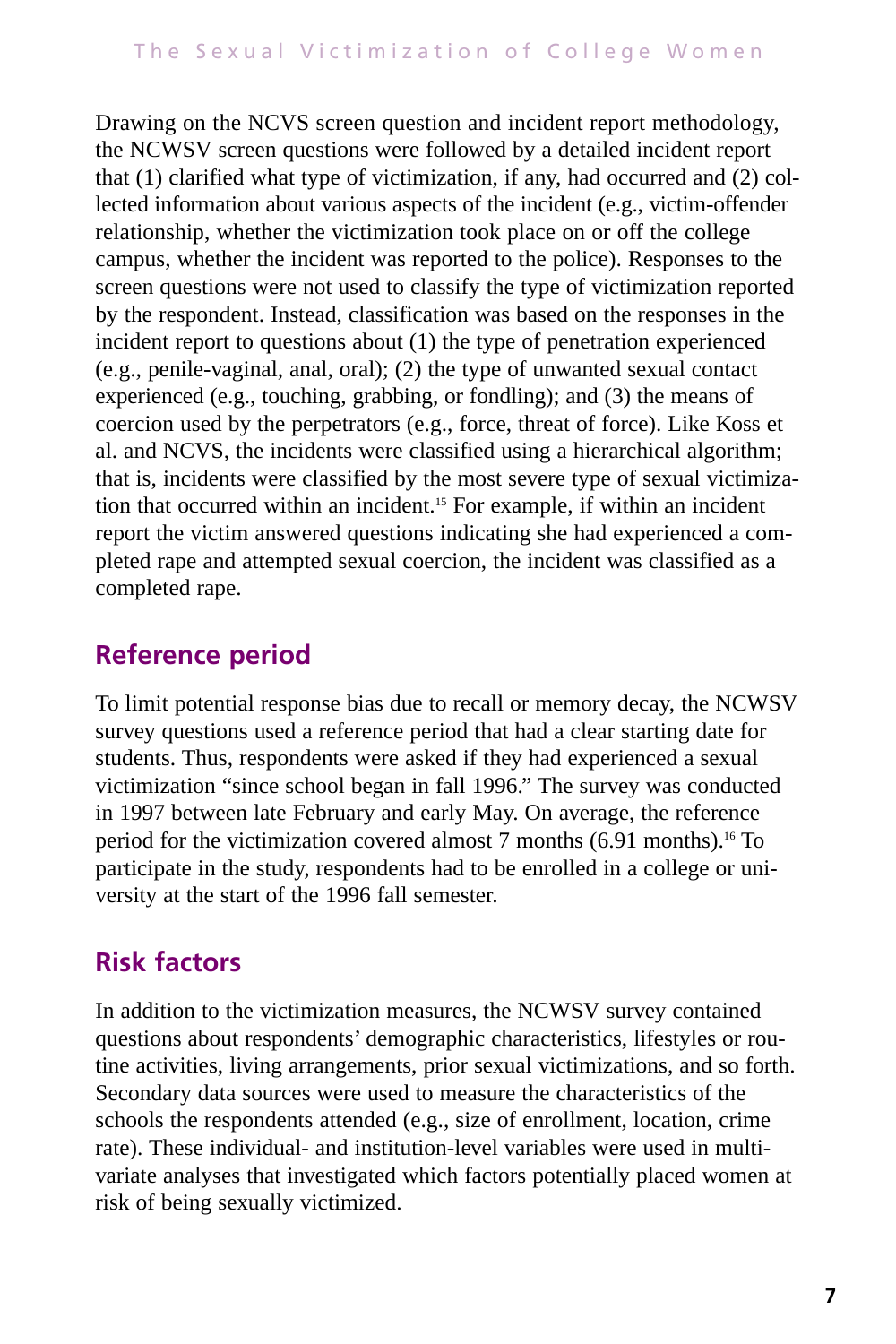Drawing on the NCVS screen question and incident report methodology, the NCWSV screen questions were followed by a detailed incident report that (1) clarified what type of victimization, if any, had occurred and (2) collected information about various aspects of the incident (e.g., victim-offender relationship, whether the victimization took place on or off the college campus, whether the incident was reported to the police). Responses to the screen questions were not used to classify the type of victimization reported by the respondent. Instead, classification was based on the responses in the incident report to questions about (1) the type of penetration experienced (e.g., penile-vaginal, anal, oral); (2) the type of unwanted sexual contact experienced (e.g., touching, grabbing, or fondling); and (3) the means of coercion used by the perpetrators (e.g., force, threat of force). Like Koss et al. and NCVS, the incidents were classified using a hierarchical algorithm; that is, incidents were classified by the most severe type of sexual victimization that occurred within an incident.[15] For example, if within an incident report the victim answered questions indicating she had experienced a completed rape and attempted sexual coercion, the incident was classified as a completed rape.

## Reference period

To limit potential response bias due to recall or memory decay, the NCWSV survey questions used a reference period that had a clear starting date for students. Thus, respondents were asked if they had experienced a sexual victimization "since school began in fall 1996." The survey was conducted in 1997 between late February and early May. On average, the reference period for the victimization covered almost 7 months (6.91 months).[16] To participate in the study, respondents had to be enrolled in a college or university at the start of the 1996 fall semester.

## Risk factors

In addition to the victimization measures, the NCWSV survey contained questions about respondents' demographic characteristics, lifestyles or routine activities, living arrangements, prior sexual victimizations, and so forth. Secondary data sources were used to measure the characteristics of the schools the respondents attended (e.g., size of enrollment, location, crime rate). These individual- and institution-level variables were used in multivariate analyses that investigated which factors potentially placed women at risk of being sexually victimized.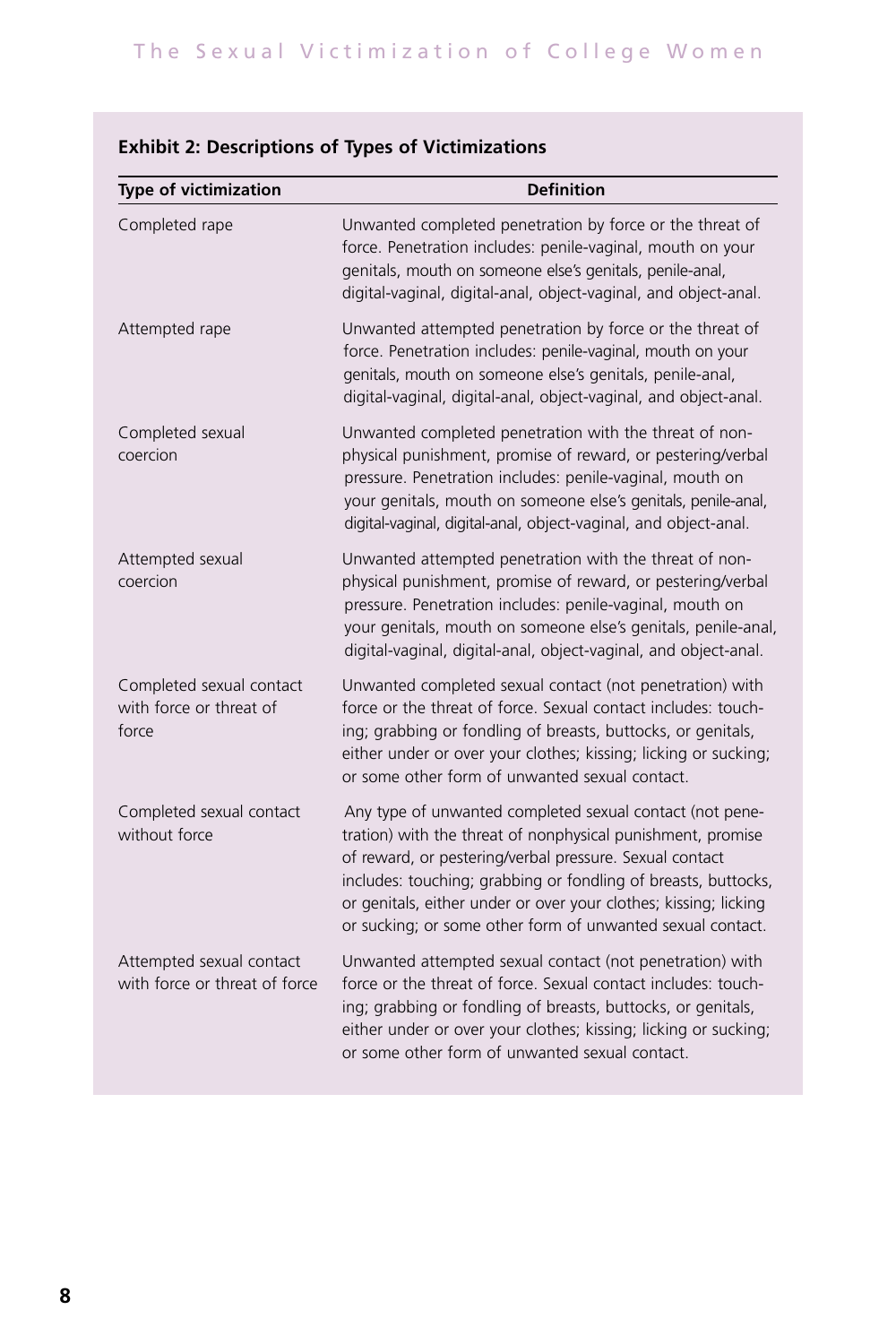**Exhibit 2: Descriptions of Types of Victimizations**

| Type of victimization | Definition |
|---|---|
| Completed rape | Unwanted completed penetration by force or the threat of force. Penetration includes: penile-vaginal, mouth on your genitals, mouth on someone else's genitals, penile-anal, digital-vaginal, digital-anal, object-vaginal, and object-anal. |
| Attempted rape | Unwanted attempted penetration by force or the threat of force. Penetration includes: penile-vaginal, mouth on your genitals, mouth on someone else's genitals, penile-anal, digital-vaginal, digital-anal, object-vaginal, and object-anal. |
| Completed sexual coercion | Unwanted completed penetration with the threat of non-physical punishment, promise of reward, or pestering/verbal pressure. Penetration includes: penile-vaginal, mouth on your genitals, mouth on someone else's genitals, penile-anal, digital-vaginal, digital-anal, object-vaginal, and object-anal. |
| Attempted sexual coercion | Unwanted attempted penetration with the threat of non-physical punishment, promise of reward, or pestering/verbal pressure. Penetration includes: penile-vaginal, mouth on your genitals, mouth on someone else's genitals, penile-anal, digital-vaginal, digital-anal, object-vaginal, and object-anal. |
| Completed sexual contact with force or threat of force | Unwanted completed sexual contact (not penetration) with force or the threat of force. Sexual contact includes: touching; grabbing or fondling of breasts, buttocks, or genitals, either under or over your clothes; kissing; licking or sucking; or some other form of unwanted sexual contact. |
| Completed sexual contact without force | Any type of unwanted completed sexual contact (not penetration) with the threat of nonphysical punishment, promise of reward, or pestering/verbal pressure. Sexual contact includes: touching; grabbing or fondling of breasts, buttocks, or genitals, either under or over your clothes; kissing; licking or sucking; or some other form of unwanted sexual contact. |
| Attempted sexual contact with force or threat of force | Unwanted attempted sexual contact (not penetration) with force or the threat of force. Sexual contact includes: touching; grabbing or fondling of breasts, buttocks, or genitals, either under or over your clothes; kissing; licking or sucking; or some other form of unwanted sexual contact. |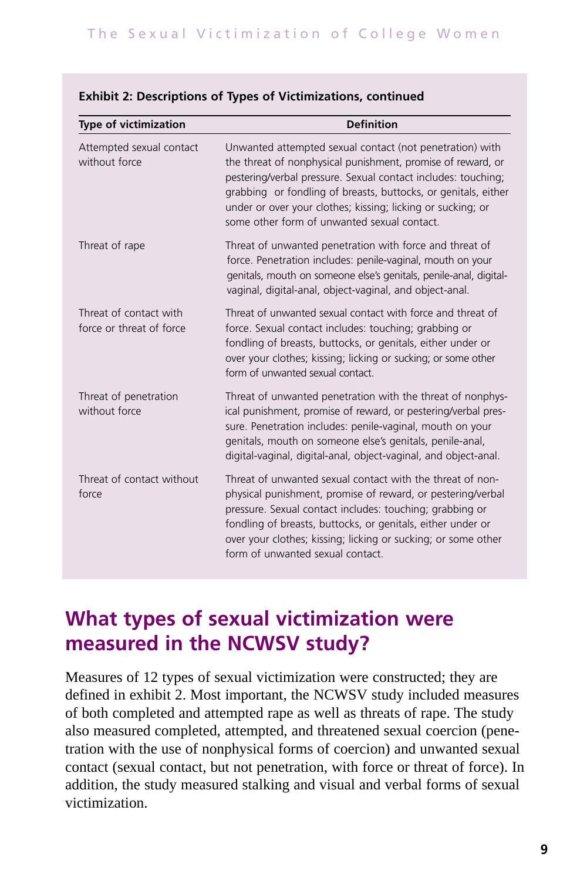**Exhibit 2: Descriptions of Types of Victimizations, continued**

| Type of victimization | Definition |
|---|---|
| Attempted sexual contact without force | Unwanted attempted sexual contact (not penetration) with the threat of nonphysical punishment, promise of reward, or pestering/verbal pressure. Sexual contact includes: touching; grabbing or fondling of breasts, buttocks, or genitals, either under or over your clothes; kissing; licking or sucking; or some other form of unwanted sexual contact. |
| Threat of rape | Threat of unwanted penetration with force and threat of force. Penetration includes: penile-vaginal, mouth on your genitals, mouth on someone else's genitals, penile-anal, digital-vaginal, digital-anal, object-vaginal, and object-anal. |
| Threat of contact with force or threat of force | Threat of unwanted sexual contact with force and threat of force. Sexual contact includes: touching; grabbing or fondling of breasts, buttocks, or genitals, either under or over your clothes; kissing; licking or sucking; or some other form of unwanted sexual contact. |
| Threat of penetration without force | Threat of unwanted penetration with the threat of nonphysical punishment, promise of reward, or pestering/verbal pressure. Penetration includes: penile-vaginal, mouth on your genitals, mouth on someone else's genitals, penile-anal, digital-vaginal, digital-anal, object-vaginal, and object-anal. |
| Threat of contact without force | Threat of unwanted sexual contact with the threat of nonphysical punishment, promise of reward, or pestering/verbal pressure. Sexual contact includes: touching; grabbing or fondling of breasts, buttocks, or genitals, either under or over your clothes; kissing; licking or sucking; or some other form of unwanted sexual contact. |

## What types of sexual victimization were measured in the NCWSV study?

Measures of 12 types of sexual victimization were constructed; they are defined in exhibit 2. Most important, the NCWSV study included measures of both completed and attempted rape as well as threats of rape. The study also measured completed, attempted, and threatened sexual coercion (penetration with the use of nonphysical forms of coercion) and unwanted sexual contact (sexual contact, but not penetration, with force or threat of force). In addition, the study measured stalking and visual and verbal forms of sexual victimization.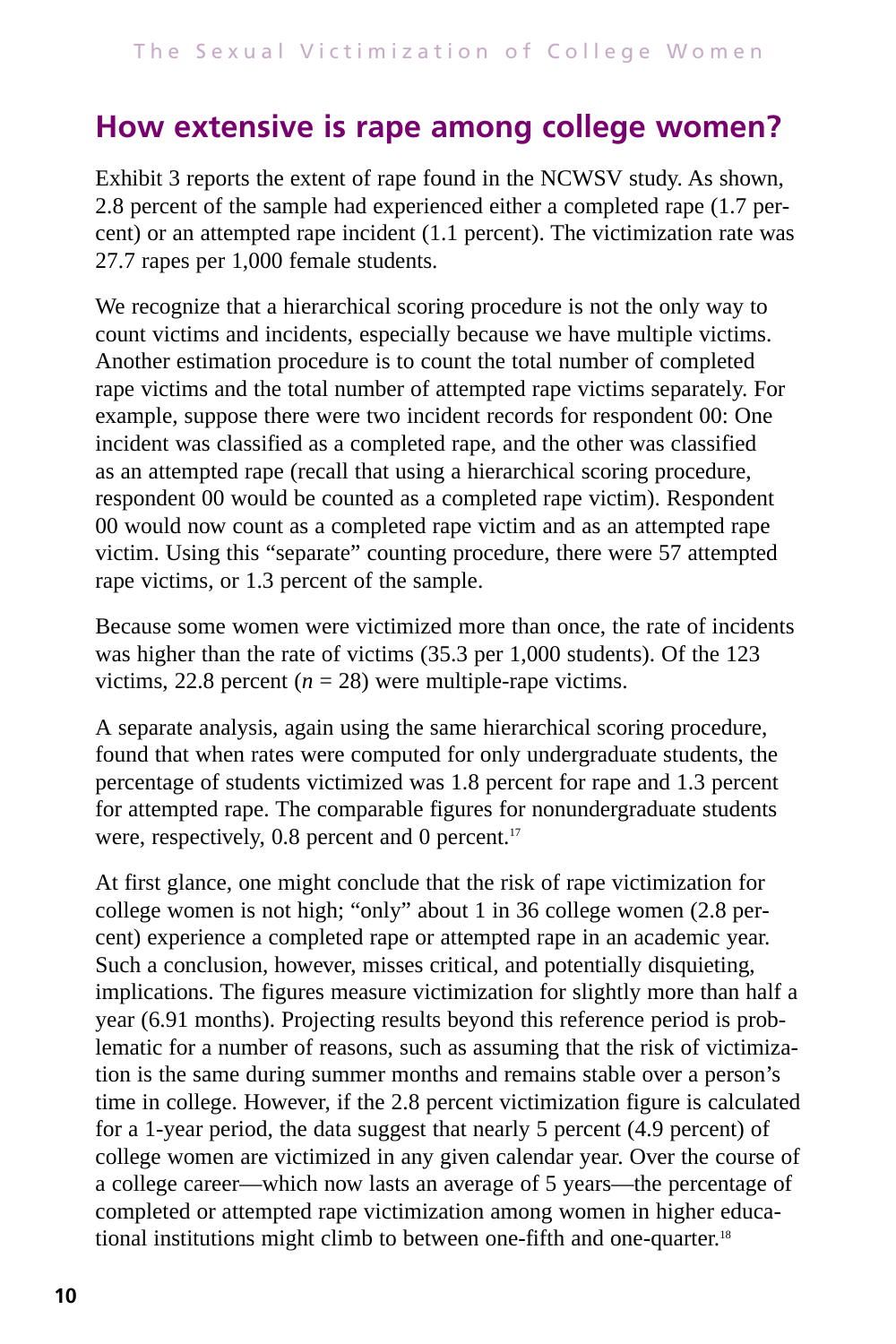## How extensive is rape among college women?

Exhibit 3 reports the extent of rape found in the NCWSV study. As shown, 2.8 percent of the sample had experienced either a completed rape (1.7 percent) or an attempted rape incident (1.1 percent). The victimization rate was 27.7 rapes per 1,000 female students.

We recognize that a hierarchical scoring procedure is not the only way to count victims and incidents, especially because we have multiple victims. Another estimation procedure is to count the total number of completed rape victims and the total number of attempted rape victims separately. For example, suppose there were two incident records for respondent 00: One incident was classified as a completed rape, and the other was classified as an attempted rape (recall that using a hierarchical scoring procedure, respondent 00 would be counted as a completed rape victim). Respondent 00 would now count as a completed rape victim and as an attempted rape victim. Using this "separate" counting procedure, there were 57 attempted rape victims, or 1.3 percent of the sample.

Because some women were victimized more than once, the rate of incidents was higher than the rate of victims (35.3 per 1,000 students). Of the 123 victims, 22.8 percent ($n = 28$) were multiple-rape victims.

A separate analysis, again using the same hierarchical scoring procedure, found that when rates were computed for only undergraduate students, the percentage of students victimized was 1.8 percent for rape and 1.3 percent for attempted rape. The comparable figures for nonundergraduate students were, respectively, 0.8 percent and 0 percent.[17]

At first glance, one might conclude that the risk of rape victimization for college women is not high; "only" about 1 in 36 college women (2.8 percent) experience a completed rape or attempted rape in an academic year. Such a conclusion, however, misses critical, and potentially disquieting, implications. The figures measure victimization for slightly more than half a year (6.91 months). Projecting results beyond this reference period is problematic for a number of reasons, such as assuming that the risk of victimization is the same during summer months and remains stable over a person's time in college. However, if the 2.8 percent victimization figure is calculated for a 1-year period, the data suggest that nearly 5 percent (4.9 percent) of college women are victimized in any given calendar year. Over the course of a college career—which now lasts an average of 5 years—the percentage of completed or attempted rape victimization among women in higher educational institutions might climb to between one-fifth and one-quarter.[18]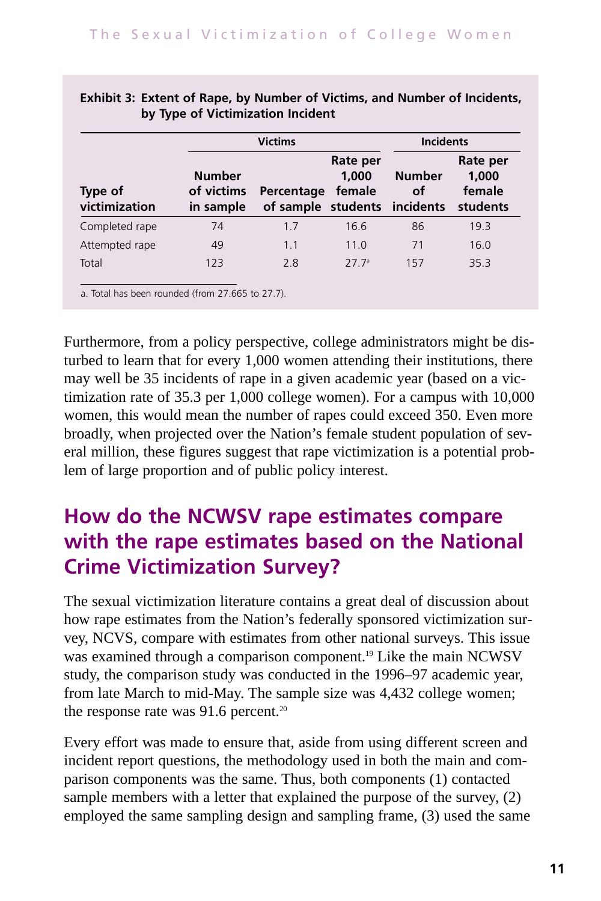**Exhibit 3: Extent of Rape, by Number of Victims, and Number of Incidents, by Type of Victimization Incident**

| | Victims | | | Incidents | |
|---|---|---|---|---|---|
| Type of victimization | Number of victims in sample | Percentage of sample | Rate per 1,000 female students | Number of incidents | Rate per 1,000 female students |
| Completed rape | 74 | 1.7 | 16.6 | 86 | 19.3 |
| Attempted rape | 49 | 1.1 | 11.0 | 71 | 16.0 |
| Total | 123 | 2.8 | 27.7[a] | 157 | 35.3 |

a. Total has been rounded (from 27.665 to 27.7).

Furthermore, from a policy perspective, college administrators might be disturbed to learn that for every 1,000 women attending their institutions, there may well be 35 incidents of rape in a given academic year (based on a victimization rate of 35.3 per 1,000 college women). For a campus with 10,000 women, this would mean the number of rapes could exceed 350. Even more broadly, when projected over the Nation's female student population of several million, these figures suggest that rape victimization is a potential problem of large proportion and of public policy interest.

## How do the NCWSV rape estimates compare with the rape estimates based on the National Crime Victimization Survey?

The sexual victimization literature contains a great deal of discussion about how rape estimates from the Nation's federally sponsored victimization survey, NCVS, compare with estimates from other national surveys. This issue was examined through a comparison component.[19] Like the main NCWSV study, the comparison study was conducted in the 1996–97 academic year, from late March to mid-May. The sample size was 4,432 college women; the response rate was 91.6 percent.[20]

Every effort was made to ensure that, aside from using different screen and incident report questions, the methodology used in both the main and comparison components was the same. Thus, both components (1) contacted sample members with a letter that explained the purpose of the survey, (2) employed the same sampling design and sampling frame, (3) used the same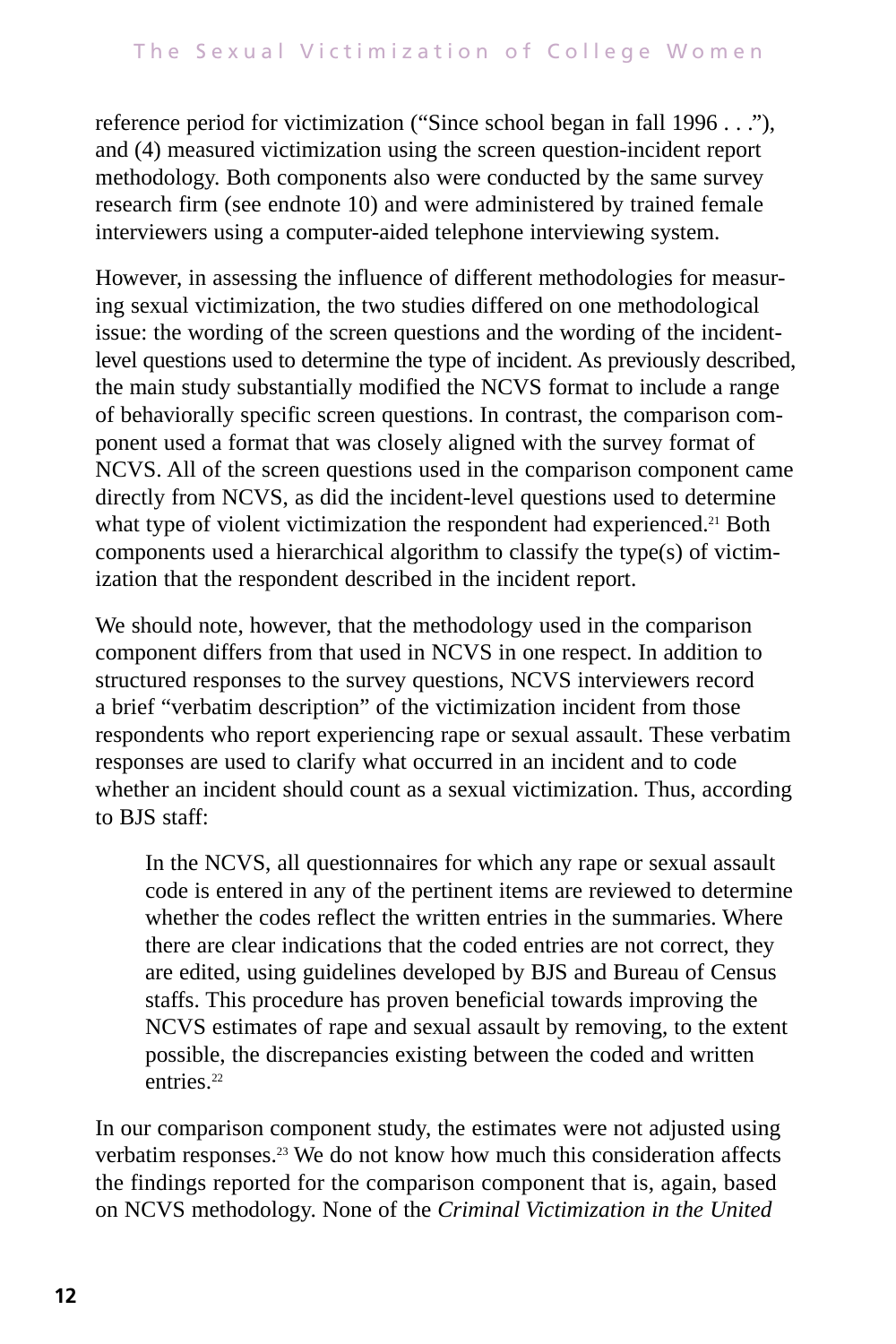reference period for victimization ("Since school began in fall 1996 . . ."), and (4) measured victimization using the screen question-incident report methodology. Both components also were conducted by the same survey research firm (see endnote 10) and were administered by trained female interviewers using a computer-aided telephone interviewing system.

However, in assessing the influence of different methodologies for measuring sexual victimization, the two studies differed on one methodological issue: the wording of the screen questions and the wording of the incident-level questions used to determine the type of incident. As previously described, the main study substantially modified the NCVS format to include a range of behaviorally specific screen questions. In contrast, the comparison component used a format that was closely aligned with the survey format of NCVS. All of the screen questions used in the comparison component came directly from NCVS, as did the incident-level questions used to determine what type of violent victimization the respondent had experienced.[21] Both components used a hierarchical algorithm to classify the type(s) of victimization that the respondent described in the incident report.

We should note, however, that the methodology used in the comparison component differs from that used in NCVS in one respect. In addition to structured responses to the survey questions, NCVS interviewers record a brief "verbatim description" of the victimization incident from those respondents who report experiencing rape or sexual assault. These verbatim responses are used to clarify what occurred in an incident and to code whether an incident should count as a sexual victimization. Thus, according to BJS staff:

> In the NCVS, all questionnaires for which any rape or sexual assault code is entered in any of the pertinent items are reviewed to determine whether the codes reflect the written entries in the summaries. Where there are clear indications that the coded entries are not correct, they are edited, using guidelines developed by BJS and Bureau of Census staffs. This procedure has proven beneficial towards improving the NCVS estimates of rape and sexual assault by removing, to the extent possible, the discrepancies existing between the coded and written entries.[22]

In our comparison component study, the estimates were not adjusted using verbatim responses.[23] We do not know how much this consideration affects the findings reported for the comparison component that is, again, based on NCVS methodology. None of the *Criminal Victimization in the United*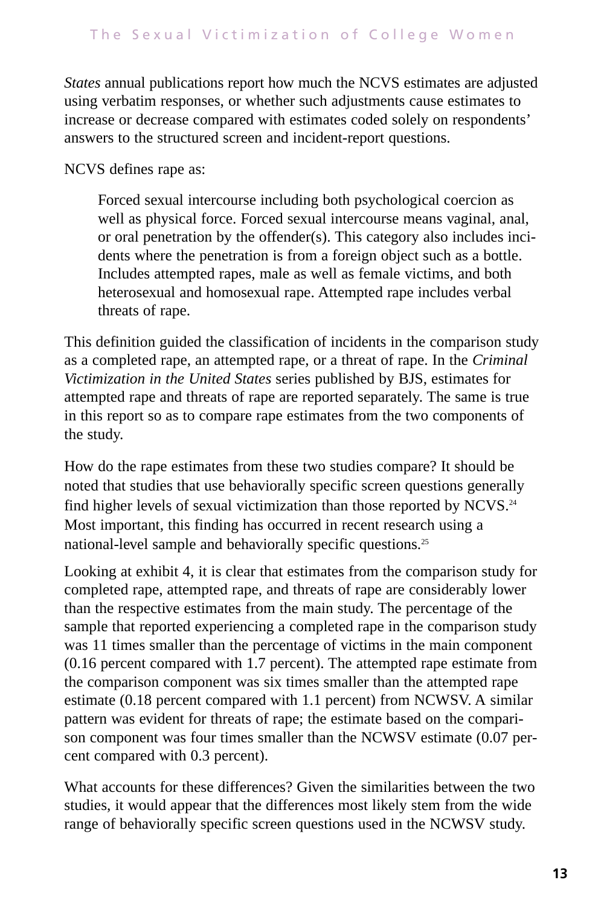*States* annual publications report how much the NCVS estimates are adjusted using verbatim responses, or whether such adjustments cause estimates to increase or decrease compared with estimates coded solely on respondents' answers to the structured screen and incident-report questions.

NCVS defines rape as:

> Forced sexual intercourse including both psychological coercion as well as physical force. Forced sexual intercourse means vaginal, anal, or oral penetration by the offender(s). This category also includes incidents where the penetration is from a foreign object such as a bottle. Includes attempted rapes, male as well as female victims, and both heterosexual and homosexual rape. Attempted rape includes verbal threats of rape.

This definition guided the classification of incidents in the comparison study as a completed rape, an attempted rape, or a threat of rape. In the *Criminal Victimization in the United States* series published by BJS, estimates for attempted rape and threats of rape are reported separately. The same is true in this report so as to compare rape estimates from the two components of the study.

How do the rape estimates from these two studies compare? It should be noted that studies that use behaviorally specific screen questions generally find higher levels of sexual victimization than those reported by NCVS.[24] Most important, this finding has occurred in recent research using a national-level sample and behaviorally specific questions.[25]

Looking at exhibit 4, it is clear that estimates from the comparison study for completed rape, attempted rape, and threats of rape are considerably lower than the respective estimates from the main study. The percentage of the sample that reported experiencing a completed rape in the comparison study was 11 times smaller than the percentage of victims in the main component (0.16 percent compared with 1.7 percent). The attempted rape estimate from the comparison component was six times smaller than the attempted rape estimate (0.18 percent compared with 1.1 percent) from NCWSV. A similar pattern was evident for threats of rape; the estimate based on the comparison component was four times smaller than the NCWSV estimate (0.07 percent compared with 0.3 percent).

What accounts for these differences? Given the similarities between the two studies, it would appear that the differences most likely stem from the wide range of behaviorally specific screen questions used in the NCWSV study.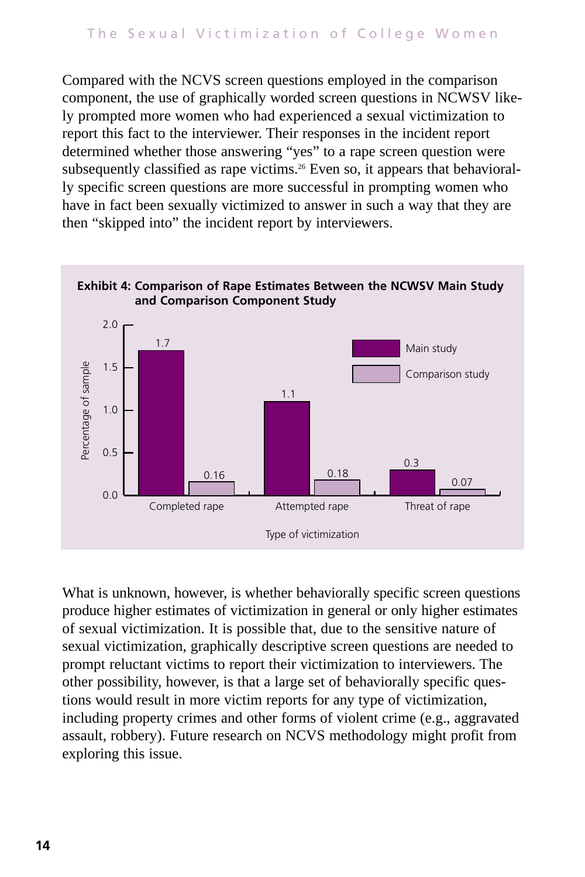Compared with the NCVS screen questions employed in the comparison component, the use of graphically worded screen questions in NCWSV likely prompted more women who had experienced a sexual victimization to report this fact to the interviewer. Their responses in the incident report determined whether those answering "yes" to a rape screen question were subsequently classified as rape victims.[26] Even so, it appears that behaviorally specific screen questions are more successful in prompting women who have in fact been sexually victimized to answer in such a way that they are then "skipped into" the incident report by interviewers.

**Exhibit 4: Comparison of Rape Estimates Between the NCWSV Main Study and Comparison Component Study**

| Type of victimization | Main study (percentage of sample) | Comparison study (percentage of sample) |
|---|---|---|
| Completed rape | 1.7 | 0.16 |
| Attempted rape | 1.1 | 0.18 |
| Threat of rape | 0.3 | 0.07 |

What is unknown, however, is whether behaviorally specific screen questions produce higher estimates of victimization in general or only higher estimates of sexual victimization. It is possible that, due to the sensitive nature of sexual victimization, graphically descriptive screen questions are needed to prompt reluctant victims to report their victimization to interviewers. The other possibility, however, is that a large set of behaviorally specific questions would result in more victim reports for any type of victimization, including property crimes and other forms of violent crime (e.g., aggravated assault, robbery). Future research on NCVS methodology might profit from exploring this issue.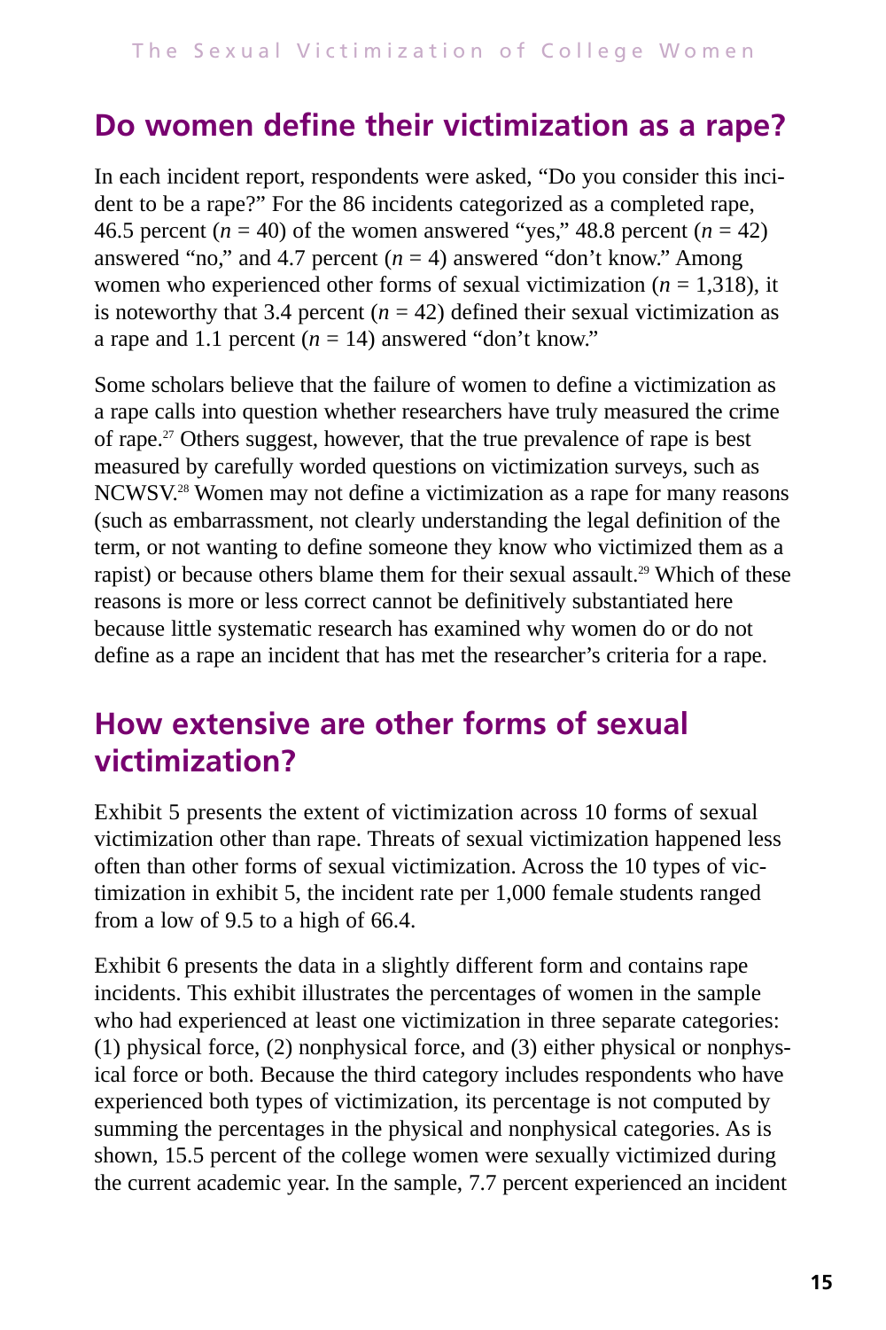## Do women define their victimization as a rape?

In each incident report, respondents were asked, "Do you consider this incident to be a rape?" For the 86 incidents categorized as a completed rape, 46.5 percent ($n$ = 40) of the women answered "yes," 48.8 percent ($n$ = 42) answered "no," and 4.7 percent ($n$ = 4) answered "don't know." Among women who experienced other forms of sexual victimization ($n$ = 1,318), it is noteworthy that 3.4 percent ($n$ = 42) defined their sexual victimization as a rape and 1.1 percent ($n$ = 14) answered "don't know."

Some scholars believe that the failure of women to define a victimization as a rape calls into question whether researchers have truly measured the crime of rape.[27] Others suggest, however, that the true prevalence of rape is best measured by carefully worded questions on victimization surveys, such as NCWSV.[28] Women may not define a victimization as a rape for many reasons (such as embarrassment, not clearly understanding the legal definition of the term, or not wanting to define someone they know who victimized them as a rapist) or because others blame them for their sexual assault.[29] Which of these reasons is more or less correct cannot be definitively substantiated here because little systematic research has examined why women do or do not define as a rape an incident that has met the researcher's criteria for a rape.

## How extensive are other forms of sexual victimization?

Exhibit 5 presents the extent of victimization across 10 forms of sexual victimization other than rape. Threats of sexual victimization happened less often than other forms of sexual victimization. Across the 10 types of victimization in exhibit 5, the incident rate per 1,000 female students ranged from a low of 9.5 to a high of 66.4.

Exhibit 6 presents the data in a slightly different form and contains rape incidents. This exhibit illustrates the percentages of women in the sample who had experienced at least one victimization in three separate categories: (1) physical force, (2) nonphysical force, and (3) either physical or nonphysical force or both. Because the third category includes respondents who have experienced both types of victimization, its percentage is not computed by summing the percentages in the physical and nonphysical categories. As is shown, 15.5 percent of the college women were sexually victimized during the current academic year. In the sample, 7.7 percent experienced an incident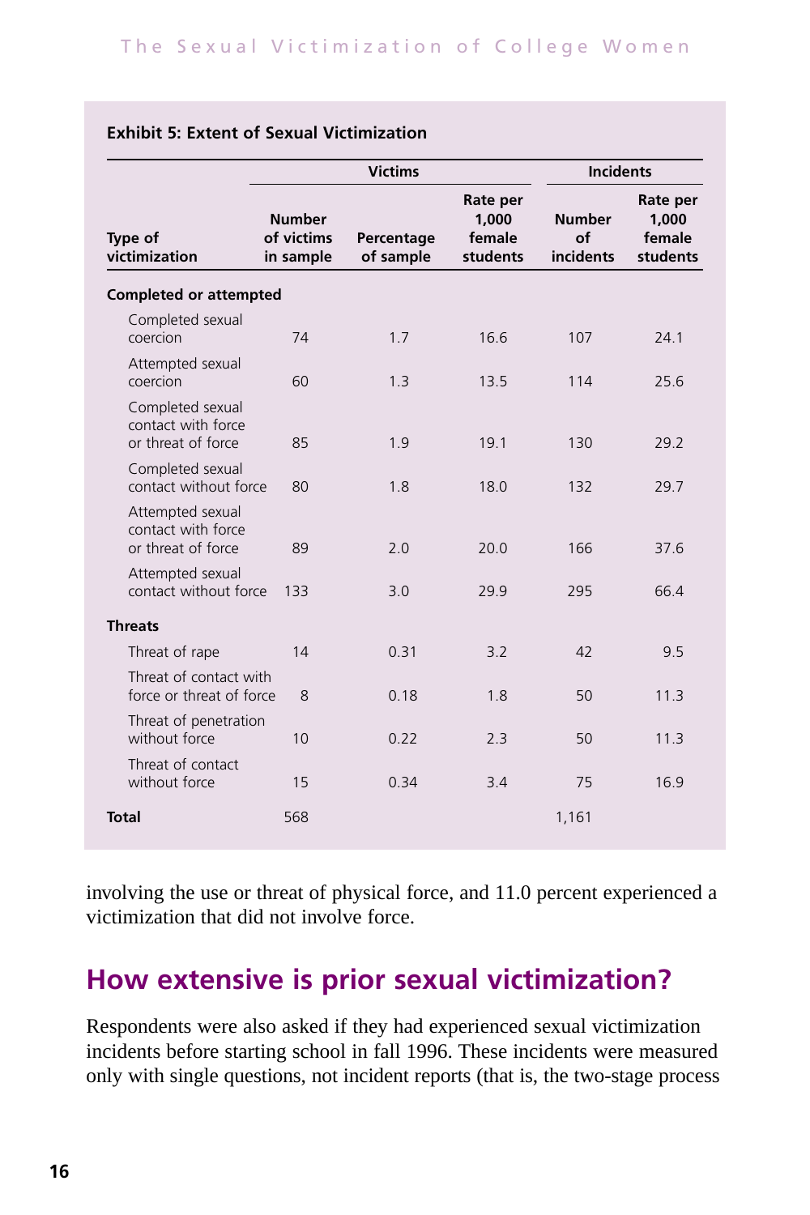**Exhibit 5: Extent of Sexual Victimization**

| Type of victimization | Victims | | | Incidents | |
|---|---|---|---|---|---|
| | Number of victims in sample | Percentage of sample | Rate per 1,000 female students | Number of incidents | Rate per 1,000 female students |
| **Completed or attempted** | | | | | |
| Completed sexual coercion | 74 | 1.7 | 16.6 | 107 | 24.1 |
| Attempted sexual coercion | 60 | 1.3 | 13.5 | 114 | 25.6 |
| Completed sexual contact with force or threat of force | 85 | 1.9 | 19.1 | 130 | 29.2 |
| Completed sexual contact without force | 80 | 1.8 | 18.0 | 132 | 29.7 |
| Attempted sexual contact with force or threat of force | 89 | 2.0 | 20.0 | 166 | 37.6 |
| Attempted sexual contact without force | 133 | 3.0 | 29.9 | 295 | 66.4 |
| **Threats** | | | | | |
| Threat of rape | 14 | 0.31 | 3.2 | 42 | 9.5 |
| Threat of contact with force or threat of force | 8 | 0.18 | 1.8 | 50 | 11.3 |
| Threat of penetration without force | 10 | 0.22 | 2.3 | 50 | 11.3 |
| Threat of contact without force | 15 | 0.34 | 3.4 | 75 | 16.9 |
| **Total** | 568 | | | 1,161 | |

involving the use or threat of physical force, and 11.0 percent experienced a victimization that did not involve force.

## How extensive is prior sexual victimization?

Respondents were also asked if they had experienced sexual victimization incidents before starting school in fall 1996. These incidents were measured only with single questions, not incident reports (that is, the two-stage process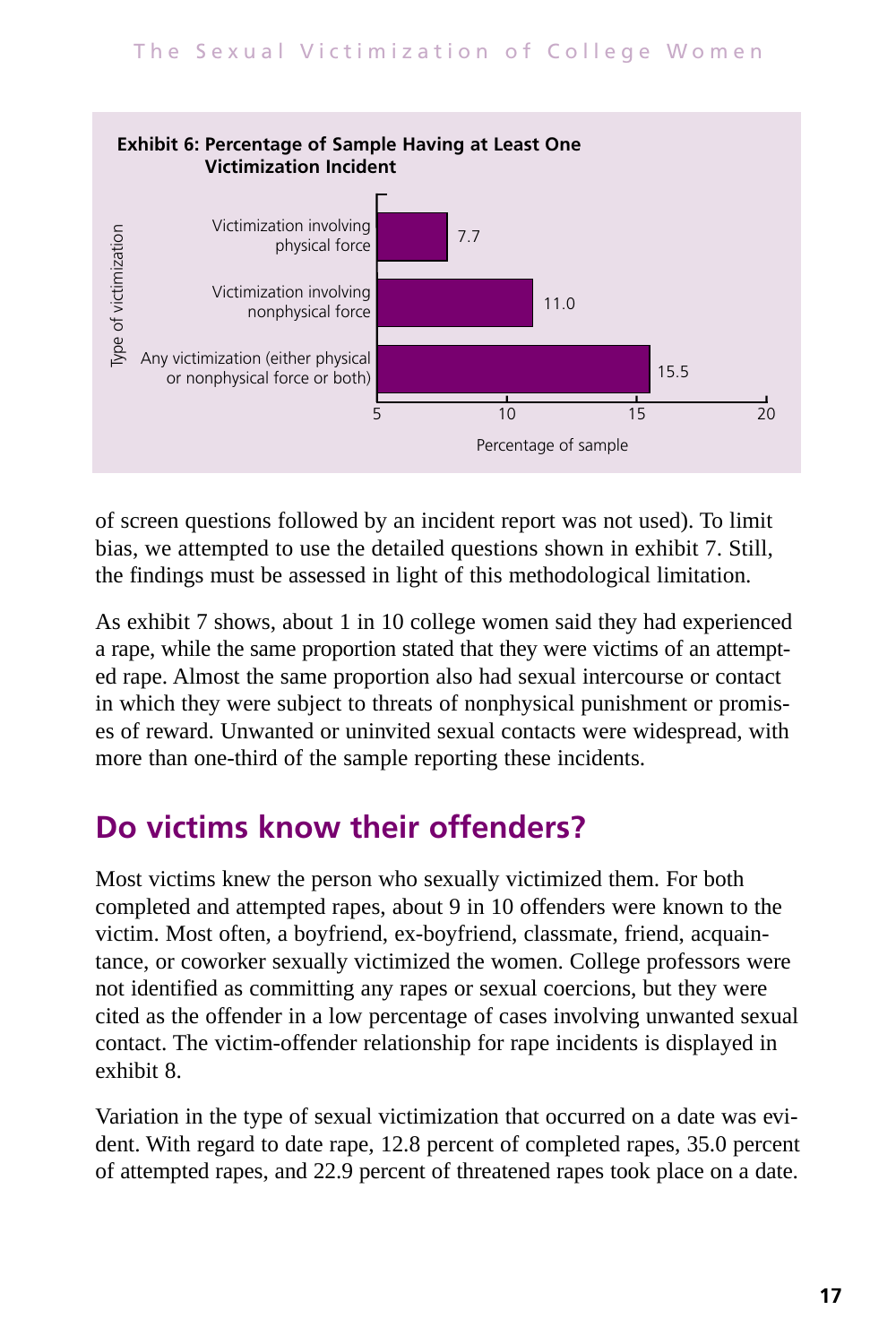**Exhibit 6: Percentage of Sample Having at Least One Victimization Incident**

| Type of victimization | Percentage of sample |
|---|---|
| Victimization involving physical force | 7.7 |
| Victimization involving nonphysical force | 11.0 |
| Any victimization (either physical or nonphysical force or both) | 15.5 |

of screen questions followed by an incident report was not used). To limit bias, we attempted to use the detailed questions shown in exhibit 7. Still, the findings must be assessed in light of this methodological limitation.

As exhibit 7 shows, about 1 in 10 college women said they had experienced a rape, while the same proportion stated that they were victims of an attempted rape. Almost the same proportion also had sexual intercourse or contact in which they were subject to threats of nonphysical punishment or promises of reward. Unwanted or uninvited sexual contacts were widespread, with more than one-third of the sample reporting these incidents.

## Do victims know their offenders?

Most victims knew the person who sexually victimized them. For both completed and attempted rapes, about 9 in 10 offenders were known to the victim. Most often, a boyfriend, ex-boyfriend, classmate, friend, acquaintance, or coworker sexually victimized the women. College professors were not identified as committing any rapes or sexual coercions, but they were cited as the offender in a low percentage of cases involving unwanted sexual contact. The victim-offender relationship for rape incidents is displayed in exhibit 8.

Variation in the type of sexual victimization that occurred on a date was evident. With regard to date rape, 12.8 percent of completed rapes, 35.0 percent of attempted rapes, and 22.9 percent of threatened rapes took place on a date.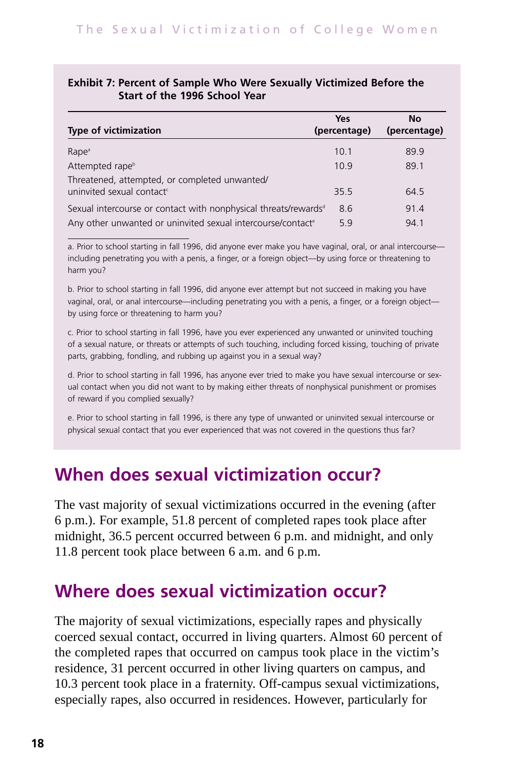**Exhibit 7: Percent of Sample Who Were Sexually Victimized Before the Start of the 1996 School Year**

| Type of victimization | Yes (percentage) | No (percentage) |
|---|---|---|
| Rape[a] | 10.1 | 89.9 |
| Attempted rape[b] | 10.9 | 89.1 |
| Threatened, attempted, or completed unwanted/ uninvited sexual contact[c] | 35.5 | 64.5 |
| Sexual intercourse or contact with nonphysical threats/rewards[d] | 8.6 | 91.4 |
| Any other unwanted or uninvited sexual intercourse/contact[e] | 5.9 | 94.1 |

a. Prior to school starting in fall 1996, did anyone ever make you have vaginal, oral, or anal intercourse—including penetrating you with a penis, a finger, or a foreign object—by using force or threatening to harm you?

b. Prior to school starting in fall 1996, did anyone ever attempt but not succeed in making you have vaginal, oral, or anal intercourse—including penetrating you with a penis, a finger, or a foreign object—by using force or threatening to harm you?

c. Prior to school starting in fall 1996, have you ever experienced any unwanted or uninvited touching of a sexual nature, or threats or attempts of such touching, including forced kissing, touching of private parts, grabbing, fondling, and rubbing up against you in a sexual way?

d. Prior to school starting in fall 1996, has anyone ever tried to make you have sexual intercourse or sexual contact when you did not want to by making either threats of nonphysical punishment or promises of reward if you complied sexually?

e. Prior to school starting in fall 1996, is there any type of unwanted or uninvited sexual intercourse or physical sexual contact that you ever experienced that was not covered in the questions thus far?

## When does sexual victimization occur?

The vast majority of sexual victimizations occurred in the evening (after 6 p.m.). For example, 51.8 percent of completed rapes took place after midnight, 36.5 percent occurred between 6 p.m. and midnight, and only 11.8 percent took place between 6 a.m. and 6 p.m.

## Where does sexual victimization occur?

The majority of sexual victimizations, especially rapes and physically coerced sexual contact, occurred in living quarters. Almost 60 percent of the completed rapes that occurred on campus took place in the victim's residence, 31 percent occurred in other living quarters on campus, and 10.3 percent took place in a fraternity. Off-campus sexual victimizations, especially rapes, also occurred in residences. However, particularly for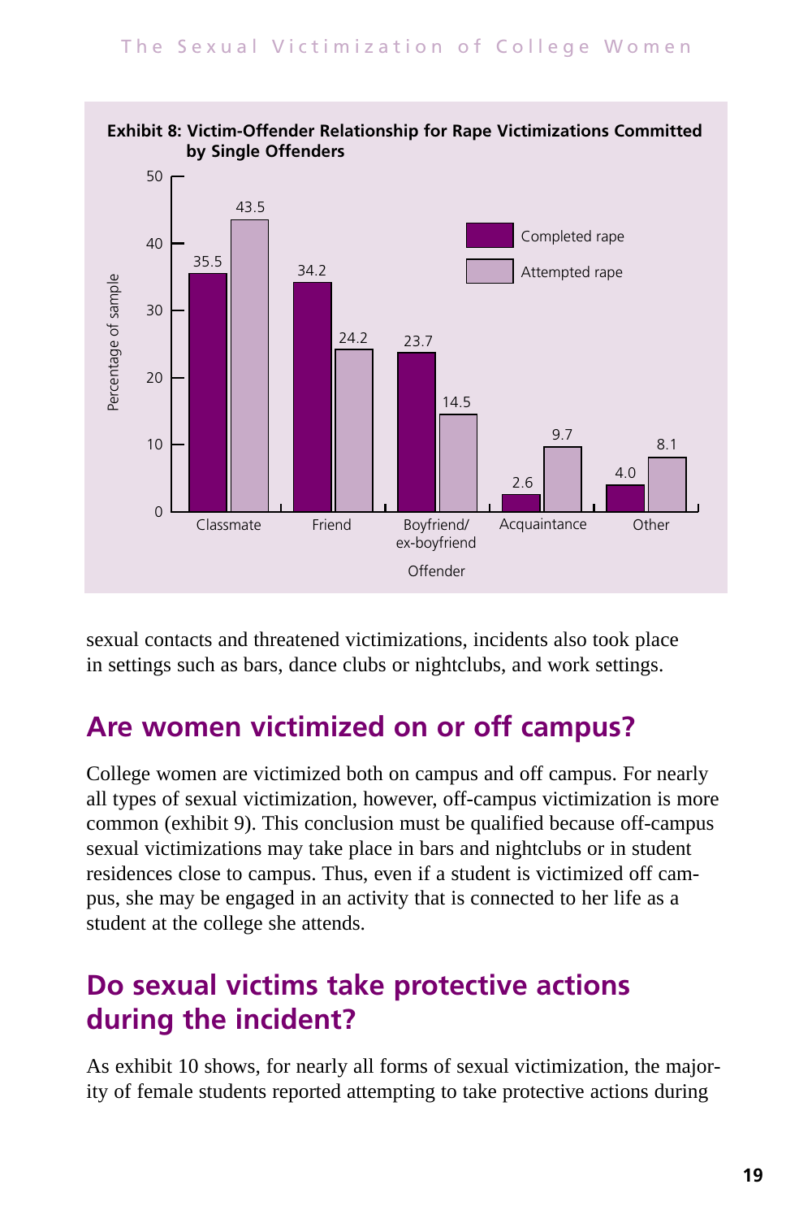**Exhibit 8: Victim-Offender Relationship for Rape Victimizations Committed by Single Offenders**

| Offender | Completed rape | Attempted rape |
|---|---|---|
| Classmate | 35.5 | 43.5 |
| Friend | 34.2 | 24.2 |
| Boyfriend/ex-boyfriend | 23.7 | 14.5 |
| Acquaintance | 2.6 | 9.7 |
| Other | 4.0 | 8.1 |

Percentage of sample

sexual contacts and threatened victimizations, incidents also took place in settings such as bars, dance clubs or nightclubs, and work settings.

## Are women victimized on or off campus?

College women are victimized both on campus and off campus. For nearly all types of sexual victimization, however, off-campus victimization is more common (exhibit 9). This conclusion must be qualified because off-campus sexual victimizations may take place in bars and nightclubs or in student residences close to campus. Thus, even if a student is victimized off campus, she may be engaged in an activity that is connected to her life as a student at the college she attends.

## Do sexual victims take protective actions during the incident?

As exhibit 10 shows, for nearly all forms of sexual victimization, the majority of female students reported attempting to take protective actions during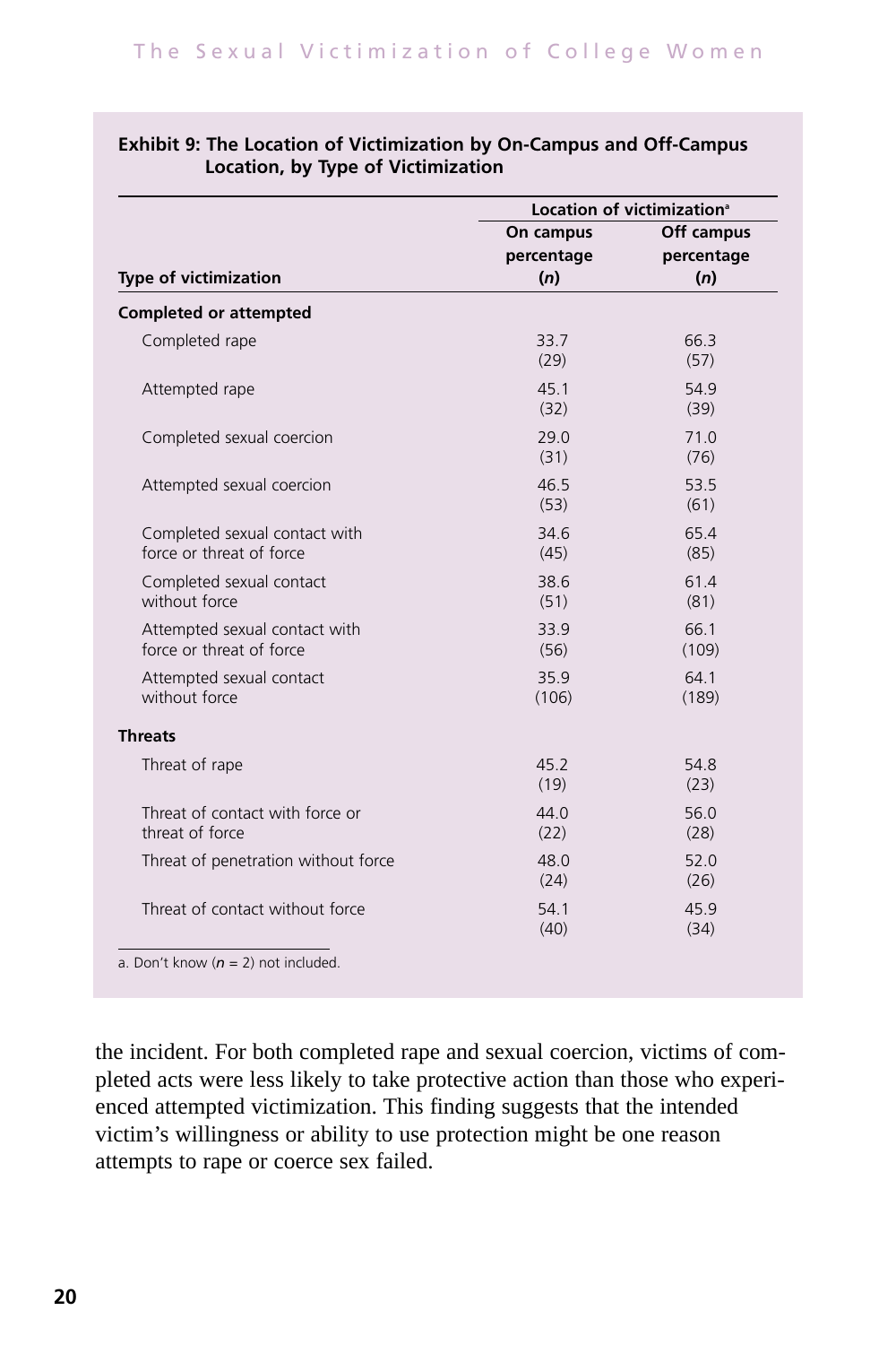**Exhibit 9: The Location of Victimization by On-Campus and Off-Campus Location, by Type of Victimization**

| Type of victimization | Location of victimization[a] | |
|---|---|---|
| | On campus percentage (*n*) | Off campus percentage (*n*) |
| **Completed or attempted** | | |
| Completed rape | 33.7 (29) | 66.3 (57) |
| Attempted rape | 45.1 (32) | 54.9 (39) |
| Completed sexual coercion | 29.0 (31) | 71.0 (76) |
| Attempted sexual coercion | 46.5 (53) | 53.5 (61) |
| Completed sexual contact with force or threat of force | 34.6 (45) | 65.4 (85) |
| Completed sexual contact without force | 38.6 (51) | 61.4 (81) |
| Attempted sexual contact with force or threat of force | 33.9 (56) | 66.1 (109) |
| Attempted sexual contact without force | 35.9 (106) | 64.1 (189) |
| **Threats** | | |
| Threat of rape | 45.2 (19) | 54.8 (23) |
| Threat of contact with force or threat of force | 44.0 (22) | 56.0 (28) |
| Threat of penetration without force | 48.0 (24) | 52.0 (26) |
| Threat of contact without force | 54.1 (40) | 45.9 (34) |

a. Don't know (*n* = 2) not included.

the incident. For both completed rape and sexual coercion, victims of completed acts were less likely to take protective action than those who experienced attempted victimization. This finding suggests that the intended victim's willingness or ability to use protection might be one reason attempts to rape or coerce sex failed.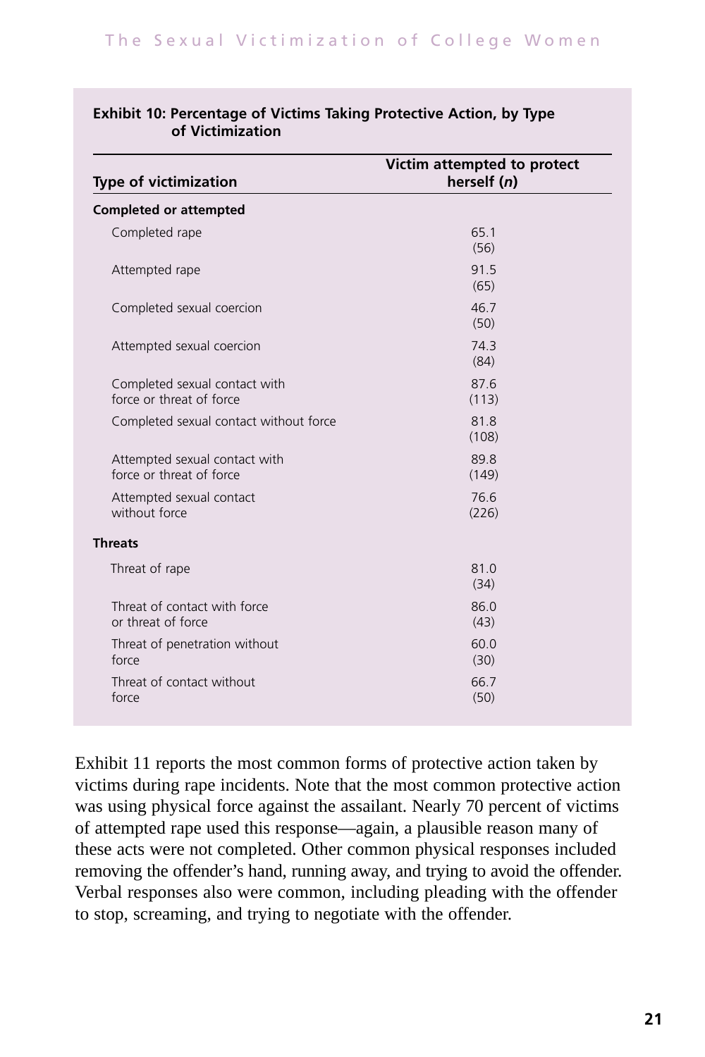**Exhibit 10: Percentage of Victims Taking Protective Action, by Type of Victimization**

| Type of victimization | Victim attempted to protect herself (*n*) |
|---|---|
| **Completed or attempted** | |
| Completed rape | 65.1 (56) |
| Attempted rape | 91.5 (65) |
| Completed sexual coercion | 46.7 (50) |
| Attempted sexual coercion | 74.3 (84) |
| Completed sexual contact with force or threat of force | 87.6 (113) |
| Completed sexual contact without force | 81.8 (108) |
| Attempted sexual contact with force or threat of force | 89.8 (149) |
| Attempted sexual contact without force | 76.6 (226) |
| **Threats** | |
| Threat of rape | 81.0 (34) |
| Threat of contact with force or threat of force | 86.0 (43) |
| Threat of penetration without force | 60.0 (30) |
| Threat of contact without force | 66.7 (50) |

Exhibit 11 reports the most common forms of protective action taken by victims during rape incidents. Note that the most common protective action was using physical force against the assailant. Nearly 70 percent of victims of attempted rape used this response—again, a plausible reason many of these acts were not completed. Other common physical responses included removing the offender's hand, running away, and trying to avoid the offender. Verbal responses also were common, including pleading with the offender to stop, screaming, and trying to negotiate with the offender.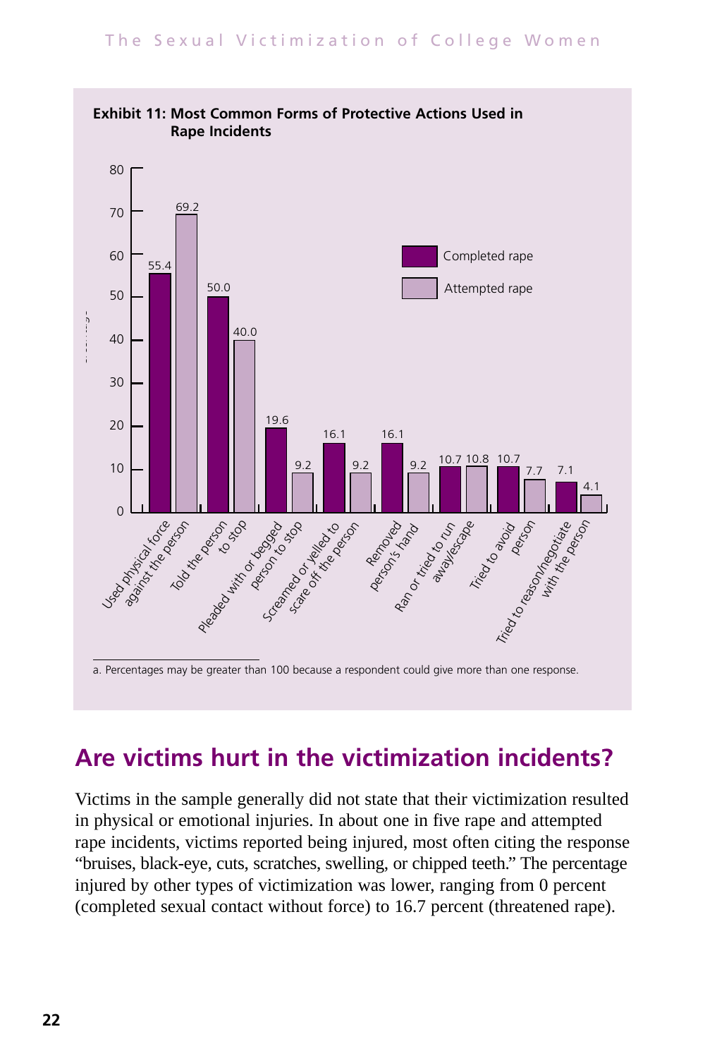**Exhibit 11: Most Common Forms of Protective Actions Used in Rape Incidents**

| Protective action | Completed rape | Attempted rape |
| --- | --- | --- |
| Used physical force against the person | 55.4 | 69.2 |
| Told the person to stop | 50.0 | 40.0 |
| Pleaded with or begged person to stop | 19.6 | 9.2 |
| Screamed or yelled to scare off the person | 16.1 | 9.2 |
| Removed person's hand | 16.1 | 9.2 |
| Ran or tried to run away/escape | 10.7 | 10.8 |
| Tried to avoid person | 10.7 | 7.7 |
| Tried to reason/negotiate with the person | 7.1 | 4.1 |

a. Percentages may be greater than 100 because a respondent could give more than one response.

## Are victims hurt in the victimization incidents?

Victims in the sample generally did not state that their victimization resulted in physical or emotional injuries. In about one in five rape and attempted rape incidents, victims reported being injured, most often citing the response "bruises, black-eye, cuts, scratches, swelling, or chipped teeth." The percentage injured by other types of victimization was lower, ranging from 0 percent (completed sexual contact without force) to 16.7 percent (threatened rape).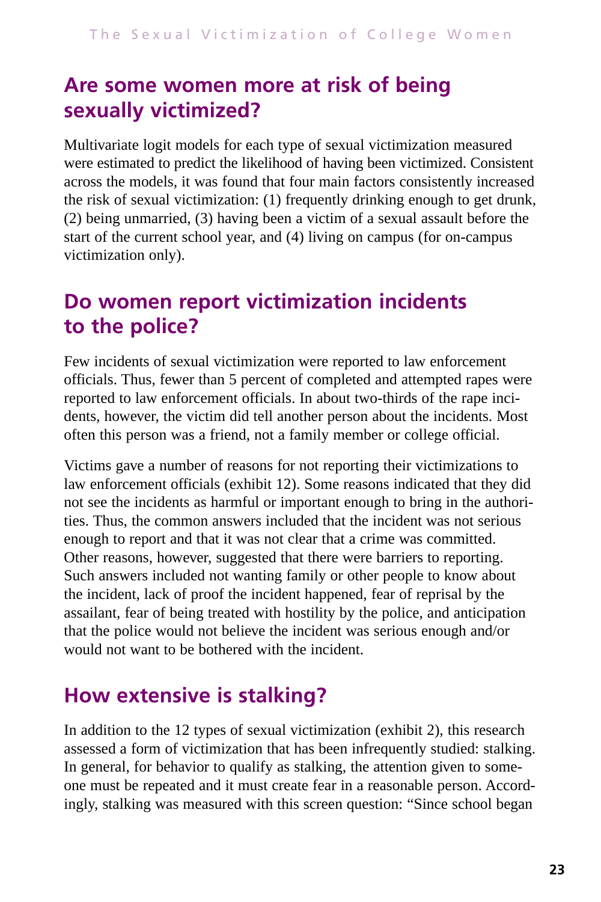## Are some women more at risk of being sexually victimized?

Multivariate logit models for each type of sexual victimization measured were estimated to predict the likelihood of having been victimized. Consistent across the models, it was found that four main factors consistently increased the risk of sexual victimization: (1) frequently drinking enough to get drunk, (2) being unmarried, (3) having been a victim of a sexual assault before the start of the current school year, and (4) living on campus (for on-campus victimization only).

## Do women report victimization incidents to the police?

Few incidents of sexual victimization were reported to law enforcement officials. Thus, fewer than 5 percent of completed and attempted rapes were reported to law enforcement officials. In about two-thirds of the rape incidents, however, the victim did tell another person about the incidents. Most often this person was a friend, not a family member or college official.

Victims gave a number of reasons for not reporting their victimizations to law enforcement officials (exhibit 12). Some reasons indicated that they did not see the incidents as harmful or important enough to bring in the authorities. Thus, the common answers included that the incident was not serious enough to report and that it was not clear that a crime was committed. Other reasons, however, suggested that there were barriers to reporting. Such answers included not wanting family or other people to know about the incident, lack of proof the incident happened, fear of reprisal by the assailant, fear of being treated with hostility by the police, and anticipation that the police would not believe the incident was serious enough and/or would not want to be bothered with the incident.

## How extensive is stalking?

In addition to the 12 types of sexual victimization (exhibit 2), this research assessed a form of victimization that has been infrequently studied: stalking. In general, for behavior to qualify as stalking, the attention given to someone must be repeated and it must create fear in a reasonable person. Accordingly, stalking was measured with this screen question: “Since school began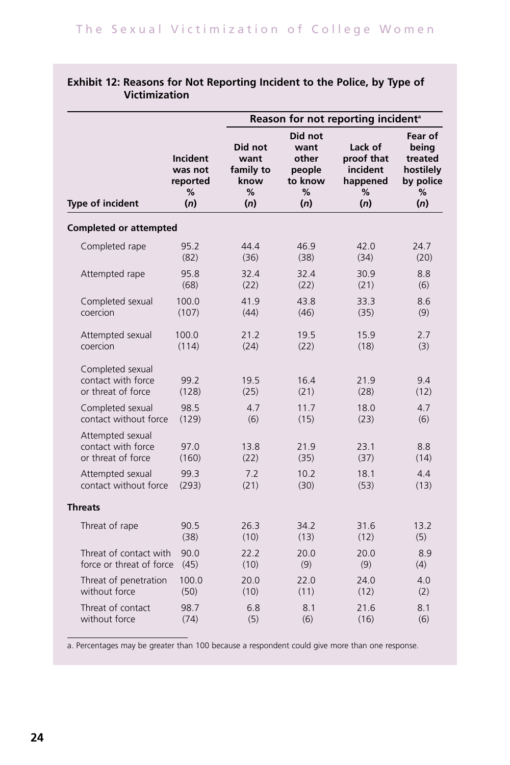**Exhibit 12: Reasons for Not Reporting Incident to the Police, by Type of Victimization**

| Type of incident | Incident was not reported % (*n*) | Reason for not reporting incident[a] | | | |
|---|---|---|---|---|---|
| | | Did not want family to know % (*n*) | Did not want other people to know % (*n*) | Lack of proof that incident happened % (*n*) | Fear of being treated hostilely by police % (*n*) |
| **Completed or attempted** | | | | | |
| Completed rape | 95.2 (82) | 44.4 (36) | 46.9 (38) | 42.0 (34) | 24.7 (20) |
| Attempted rape | 95.8 (68) | 32.4 (22) | 32.4 (22) | 30.9 (21) | 8.8 (6) |
| Completed sexual coercion | 100.0 (107) | 41.9 (44) | 43.8 (46) | 33.3 (35) | 8.6 (9) |
| Attempted sexual coercion | 100.0 (114) | 21.2 (24) | 19.5 (22) | 15.9 (18) | 2.7 (3) |
| Completed sexual contact with force or threat of force | 99.2 (128) | 19.5 (25) | 16.4 (21) | 21.9 (28) | 9.4 (12) |
| Completed sexual contact without force | 98.5 (129) | 4.7 (6) | 11.7 (15) | 18.0 (23) | 4.7 (6) |
| Attempted sexual contact with force or threat of force | 97.0 (160) | 13.8 (22) | 21.9 (35) | 23.1 (37) | 8.8 (14) |
| Attempted sexual contact without force | 99.3 (293) | 7.2 (21) | 10.2 (30) | 18.1 (53) | 4.4 (13) |
| **Threats** | | | | | |
| Threat of rape | 90.5 (38) | 26.3 (10) | 34.2 (13) | 31.6 (12) | 13.2 (5) |
| Threat of contact with force or threat of force | 90.0 (45) | 22.2 (10) | 20.0 (9) | 20.0 (9) | 8.9 (4) |
| Threat of penetration without force | 100.0 (50) | 20.0 (10) | 22.0 (11) | 24.0 (12) | 4.0 (2) |
| Threat of contact without force | 98.7 (74) | 6.8 (5) | 8.1 (6) | 21.6 (16) | 8.1 (6) |

a. Percentages may be greater than 100 because a respondent could give more than one response.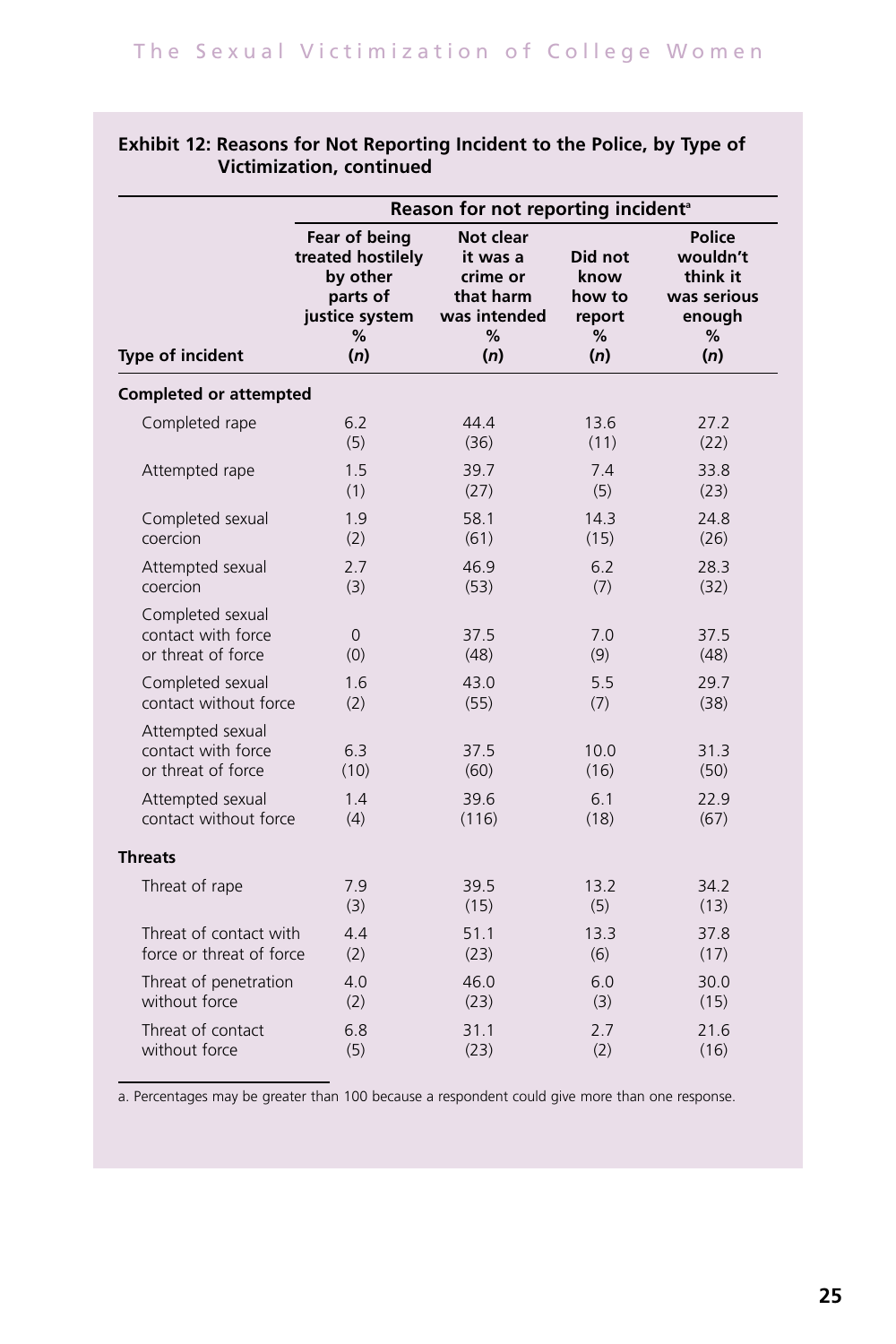**Exhibit 12: Reasons for Not Reporting Incident to the Police, by Type of Victimization, continued**

| | Reason for not reporting incident[a] | | | |
|---|---|---|---|---|
| **Type of incident** | **Fear of being treated hostilely by other parts of justice system % (*n*)** | **Not clear it was a crime or that harm was intended % (*n*)** | **Did not know how to report % (*n*)** | **Police wouldn't think it was serious enough % (*n*)** |
| **Completed or attempted** | | | | |
| Completed rape | 6.2 (5) | 44.4 (36) | 13.6 (11) | 27.2 (22) |
| Attempted rape | 1.5 (1) | 39.7 (27) | 7.4 (5) | 33.8 (23) |
| Completed sexual coercion | 1.9 (2) | 58.1 (61) | 14.3 (15) | 24.8 (26) |
| Attempted sexual coercion | 2.7 (3) | 46.9 (53) | 6.2 (7) | 28.3 (32) |
| Completed sexual contact with force or threat of force | 0 (0) | 37.5 (48) | 7.0 (9) | 37.5 (48) |
| Completed sexual contact without force | 1.6 (2) | 43.0 (55) | 5.5 (7) | 29.7 (38) |
| Attempted sexual contact with force or threat of force | 6.3 (10) | 37.5 (60) | 10.0 (16) | 31.3 (50) |
| Attempted sexual contact without force | 1.4 (4) | 39.6 (116) | 6.1 (18) | 22.9 (67) |
| **Threats** | | | | |
| Threat of rape | 7.9 (3) | 39.5 (15) | 13.2 (5) | 34.2 (13) |
| Threat of contact with force or threat of force | 4.4 (2) | 51.1 (23) | 13.3 (6) | 37.8 (17) |
| Threat of penetration without force | 4.0 (2) | 46.0 (23) | 6.0 (3) | 30.0 (15) |
| Threat of contact without force | 6.8 (5) | 31.1 (23) | 2.7 (2) | 21.6 (16) |

a. Percentages may be greater than 100 because a respondent could give more than one response.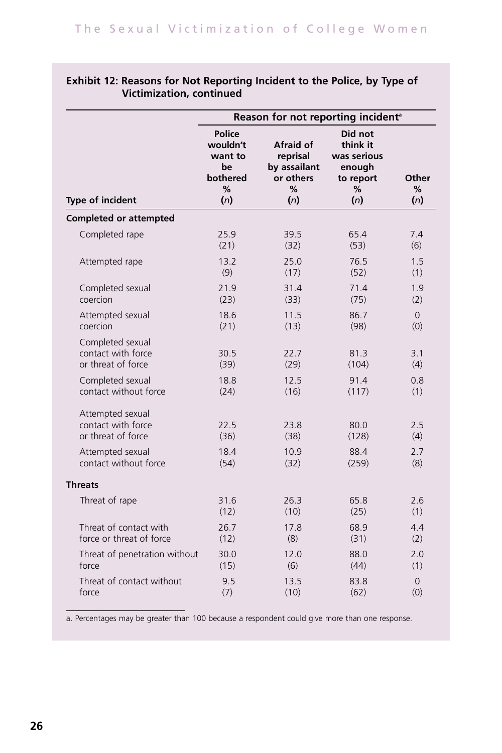**Exhibit 12: Reasons for Not Reporting Incident to the Police, by Type of Victimization, continued**

| | Reason for not reporting incident[a] | | | |
|---|---|---|---|---|
| Type of incident | Police wouldn't want to be bothered % (*n*) | Afraid of reprisal by assailant or others % (*n*) | Did not think it was serious enough to report % (*n*) | Other % (*n*) |
| **Completed or attempted** | | | | |
| Completed rape | 25.9 (21) | 39.5 (32) | 65.4 (53) | 7.4 (6) |
| Attempted rape | 13.2 (9) | 25.0 (17) | 76.5 (52) | 1.5 (1) |
| Completed sexual coercion | 21.9 (23) | 31.4 (33) | 71.4 (75) | 1.9 (2) |
| Attempted sexual coercion | 18.6 (21) | 11.5 (13) | 86.7 (98) | 0 (0) |
| Completed sexual contact with force or threat of force | 30.5 (39) | 22.7 (29) | 81.3 (104) | 3.1 (4) |
| Completed sexual contact without force | 18.8 (24) | 12.5 (16) | 91.4 (117) | 0.8 (1) |
| Attempted sexual contact with force or threat of force | 22.5 (36) | 23.8 (38) | 80.0 (128) | 2.5 (4) |
| Attempted sexual contact without force | 18.4 (54) | 10.9 (32) | 88.4 (259) | 2.7 (8) |
| **Threats** | | | | |
| Threat of rape | 31.6 (12) | 26.3 (10) | 65.8 (25) | 2.6 (1) |
| Threat of contact with force or threat of force | 26.7 (12) | 17.8 (8) | 68.9 (31) | 4.4 (2) |
| Threat of penetration without force | 30.0 (15) | 12.0 (6) | 88.0 (44) | 2.0 (1) |
| Threat of contact without force | 9.5 (7) | 13.5 (10) | 83.8 (62) | 0 (0) |

a. Percentages may be greater than 100 because a respondent could give more than one response.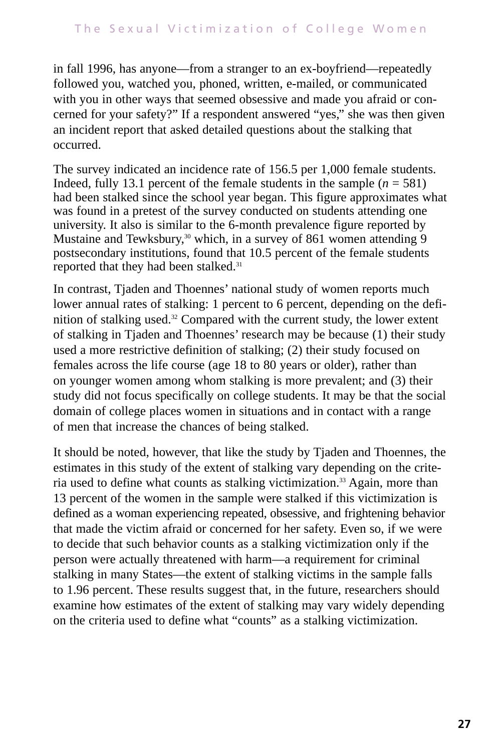in fall 1996, has anyone—from a stranger to an ex-boyfriend—repeatedly followed you, watched you, phoned, written, e-mailed, or communicated with you in other ways that seemed obsessive and made you afraid or concerned for your safety?" If a respondent answered "yes," she was then given an incident report that asked detailed questions about the stalking that occurred.

The survey indicated an incidence rate of 156.5 per 1,000 female students. Indeed, fully 13.1 percent of the female students in the sample ($n$ = 581) had been stalked since the school year began. This figure approximates what was found in a pretest of the survey conducted on students attending one university. It also is similar to the 6-month prevalence figure reported by Mustaine and Tewksbury,[30] which, in a survey of 861 women attending 9 postsecondary institutions, found that 10.5 percent of the female students reported that they had been stalked.[31]

In contrast, Tjaden and Thoennes' national study of women reports much lower annual rates of stalking: 1 percent to 6 percent, depending on the definition of stalking used.[32] Compared with the current study, the lower extent of stalking in Tjaden and Thoennes' research may be because (1) their study used a more restrictive definition of stalking; (2) their study focused on females across the life course (age 18 to 80 years or older), rather than on younger women among whom stalking is more prevalent; and (3) their study did not focus specifically on college students. It may be that the social domain of college places women in situations and in contact with a range of men that increase the chances of being stalked.

It should be noted, however, that like the study by Tjaden and Thoennes, the estimates in this study of the extent of stalking vary depending on the criteria used to define what counts as stalking victimization.[33] Again, more than 13 percent of the women in the sample were stalked if this victimization is defined as a woman experiencing repeated, obsessive, and frightening behavior that made the victim afraid or concerned for her safety. Even so, if we were to decide that such behavior counts as a stalking victimization only if the person were actually threatened with harm—a requirement for criminal stalking in many States—the extent of stalking victims in the sample falls to 1.96 percent. These results suggest that, in the future, researchers should examine how estimates of the extent of stalking may vary widely depending on the criteria used to define what "counts" as a stalking victimization.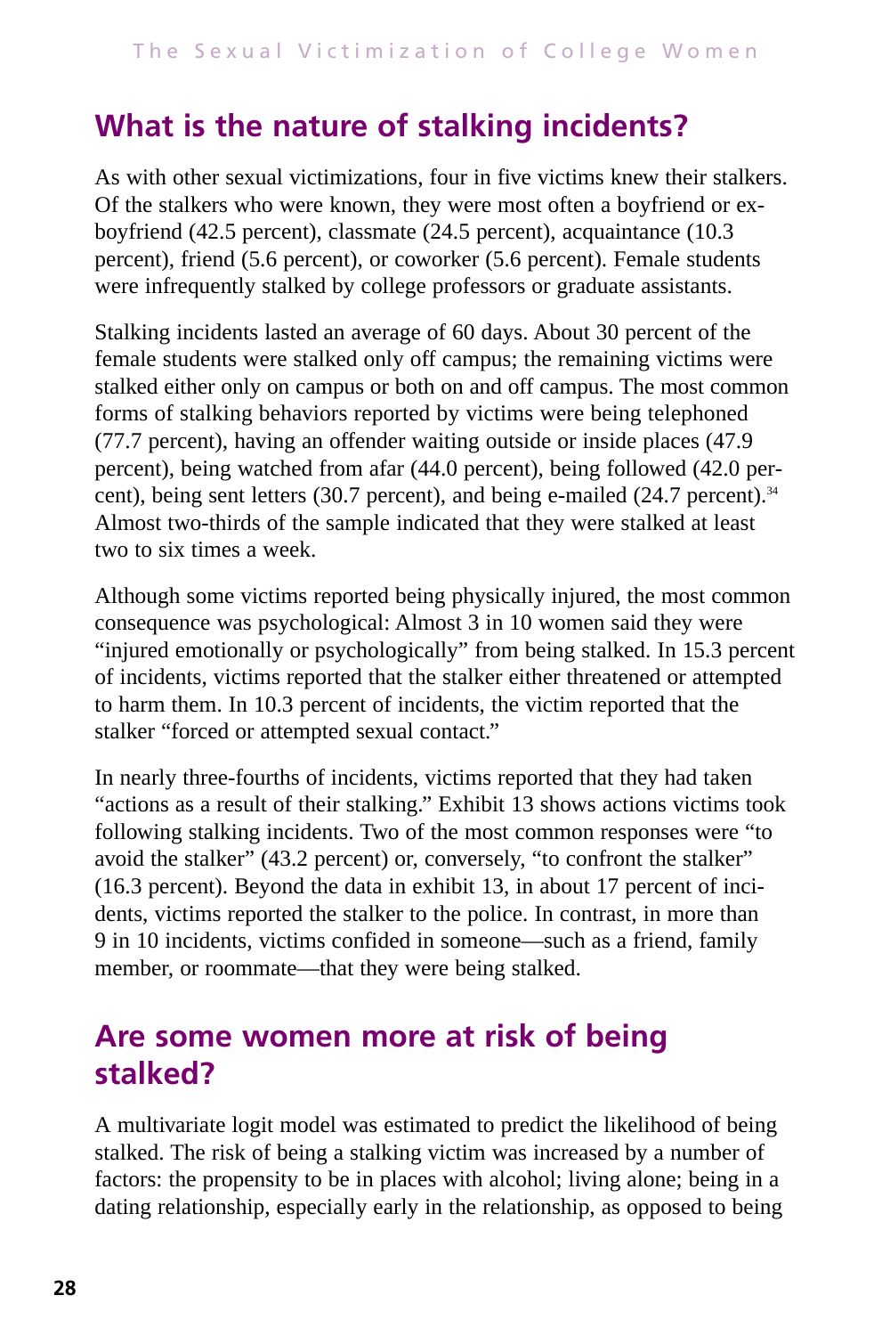## What is the nature of stalking incidents?

As with other sexual victimizations, four in five victims knew their stalkers. Of the stalkers who were known, they were most often a boyfriend or ex-boyfriend (42.5 percent), classmate (24.5 percent), acquaintance (10.3 percent), friend (5.6 percent), or coworker (5.6 percent). Female students were infrequently stalked by college professors or graduate assistants.

Stalking incidents lasted an average of 60 days. About 30 percent of the female students were stalked only off campus; the remaining victims were stalked either only on campus or both on and off campus. The most common forms of stalking behaviors reported by victims were being telephoned (77.7 percent), having an offender waiting outside or inside places (47.9 percent), being watched from afar (44.0 percent), being followed (42.0 percent), being sent letters (30.7 percent), and being e-mailed (24.7 percent).[34] Almost two-thirds of the sample indicated that they were stalked at least two to six times a week.

Although some victims reported being physically injured, the most common consequence was psychological: Almost 3 in 10 women said they were "injured emotionally or psychologically" from being stalked. In 15.3 percent of incidents, victims reported that the stalker either threatened or attempted to harm them. In 10.3 percent of incidents, the victim reported that the stalker "forced or attempted sexual contact."

In nearly three-fourths of incidents, victims reported that they had taken "actions as a result of their stalking." Exhibit 13 shows actions victims took following stalking incidents. Two of the most common responses were "to avoid the stalker" (43.2 percent) or, conversely, "to confront the stalker" (16.3 percent). Beyond the data in exhibit 13, in about 17 percent of incidents, victims reported the stalker to the police. In contrast, in more than 9 in 10 incidents, victims confided in someone—such as a friend, family member, or roommate—that they were being stalked.

## Are some women more at risk of being stalked?

A multivariate logit model was estimated to predict the likelihood of being stalked. The risk of being a stalking victim was increased by a number of factors: the propensity to be in places with alcohol; living alone; being in a dating relationship, especially early in the relationship, as opposed to being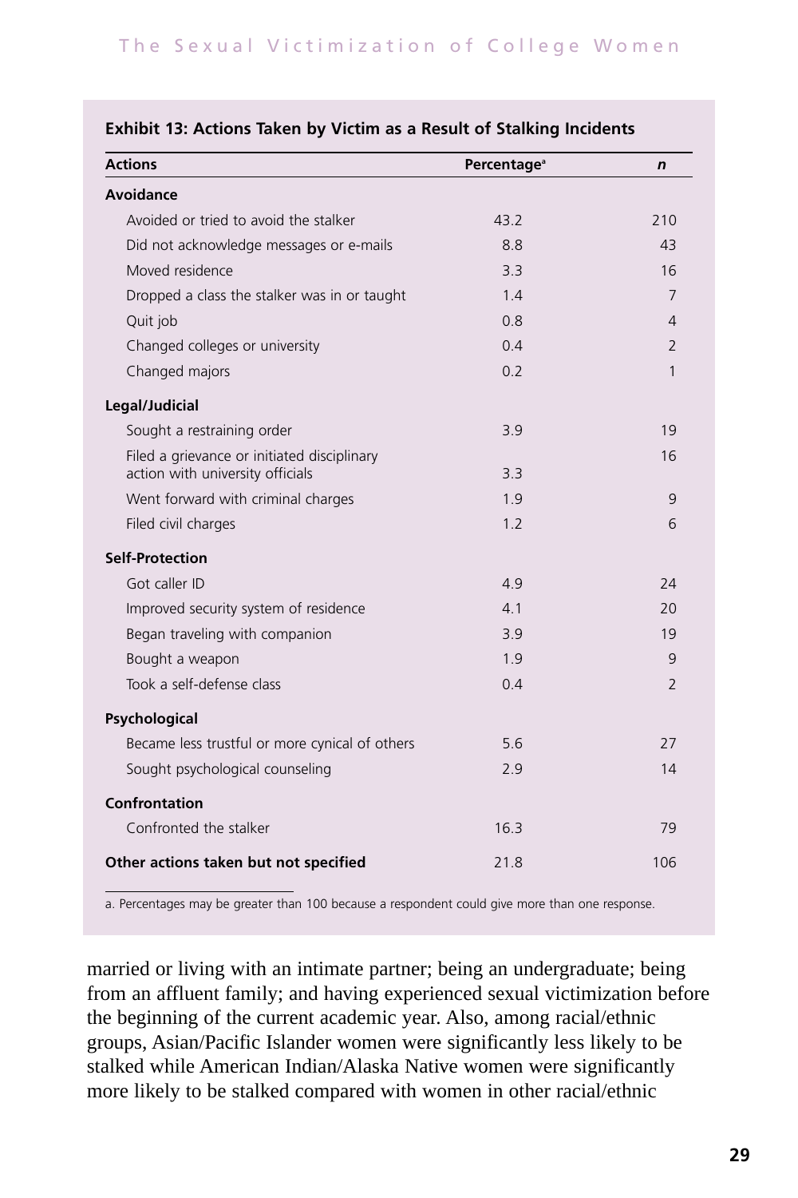**Exhibit 13: Actions Taken by Victim as a Result of Stalking Incidents**

| Actions | Percentage[a] | *n* |
|---|---|---|
| **Avoidance** | | |
| Avoided or tried to avoid the stalker | 43.2 | 210 |
| Did not acknowledge messages or e-mails | 8.8 | 43 |
| Moved residence | 3.3 | 16 |
| Dropped a class the stalker was in or taught | 1.4 | 7 |
| Quit job | 0.8 | 4 |
| Changed colleges or university | 0.4 | 2 |
| Changed majors | 0.2 | 1 |
| **Legal/Judicial** | | |
| Sought a restraining order | 3.9 | 19 |
| Filed a grievance or initiated disciplinary action with university officials | 3.3 | 16 |
| Went forward with criminal charges | 1.9 | 9 |
| Filed civil charges | 1.2 | 6 |
| **Self-Protection** | | |
| Got caller ID | 4.9 | 24 |
| Improved security system of residence | 4.1 | 20 |
| Began traveling with companion | 3.9 | 19 |
| Bought a weapon | 1.9 | 9 |
| Took a self-defense class | 0.4 | 2 |
| **Psychological** | | |
| Became less trustful or more cynical of others | 5.6 | 27 |
| Sought psychological counseling | 2.9 | 14 |
| **Confrontation** | | |
| Confronted the stalker | 16.3 | 79 |
| **Other actions taken but not specified** | 21.8 | 106 |

a. Percentages may be greater than 100 because a respondent could give more than one response.

married or living with an intimate partner; being an undergraduate; being from an affluent family; and having experienced sexual victimization before the beginning of the current academic year. Also, among racial/ethnic groups, Asian/Pacific Islander women were significantly less likely to be stalked while American Indian/Alaska Native women were significantly more likely to be stalked compared with women in other racial/ethnic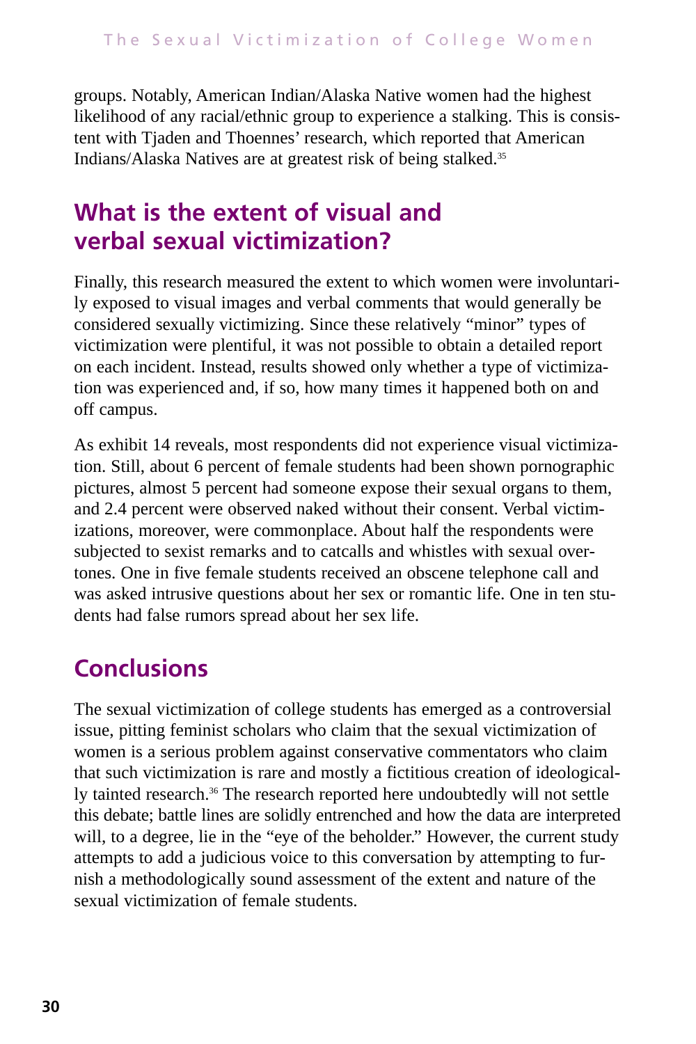groups. Notably, American Indian/Alaska Native women had the highest likelihood of any racial/ethnic group to experience a stalking. This is consistent with Tjaden and Thoennes' research, which reported that American Indians/Alaska Natives are at greatest risk of being stalked.[35]

## What is the extent of visual and verbal sexual victimization?

Finally, this research measured the extent to which women were involuntarily exposed to visual images and verbal comments that would generally be considered sexually victimizing. Since these relatively "minor" types of victimization were plentiful, it was not possible to obtain a detailed report on each incident. Instead, results showed only whether a type of victimization was experienced and, if so, how many times it happened both on and off campus.

As exhibit 14 reveals, most respondents did not experience visual victimization. Still, about 6 percent of female students had been shown pornographic pictures, almost 5 percent had someone expose their sexual organs to them, and 2.4 percent were observed naked without their consent. Verbal victimizations, moreover, were commonplace. About half the respondents were subjected to sexist remarks and to catcalls and whistles with sexual overtones. One in five female students received an obscene telephone call and was asked intrusive questions about her sex or romantic life. One in ten students had false rumors spread about her sex life.

## Conclusions

The sexual victimization of college students has emerged as a controversial issue, pitting feminist scholars who claim that the sexual victimization of women is a serious problem against conservative commentators who claim that such victimization is rare and mostly a fictitious creation of ideologically tainted research.[36] The research reported here undoubtedly will not settle this debate; battle lines are solidly entrenched and how the data are interpreted will, to a degree, lie in the "eye of the beholder." However, the current study attempts to add a judicious voice to this conversation by attempting to furnish a methodologically sound assessment of the extent and nature of the sexual victimization of female students.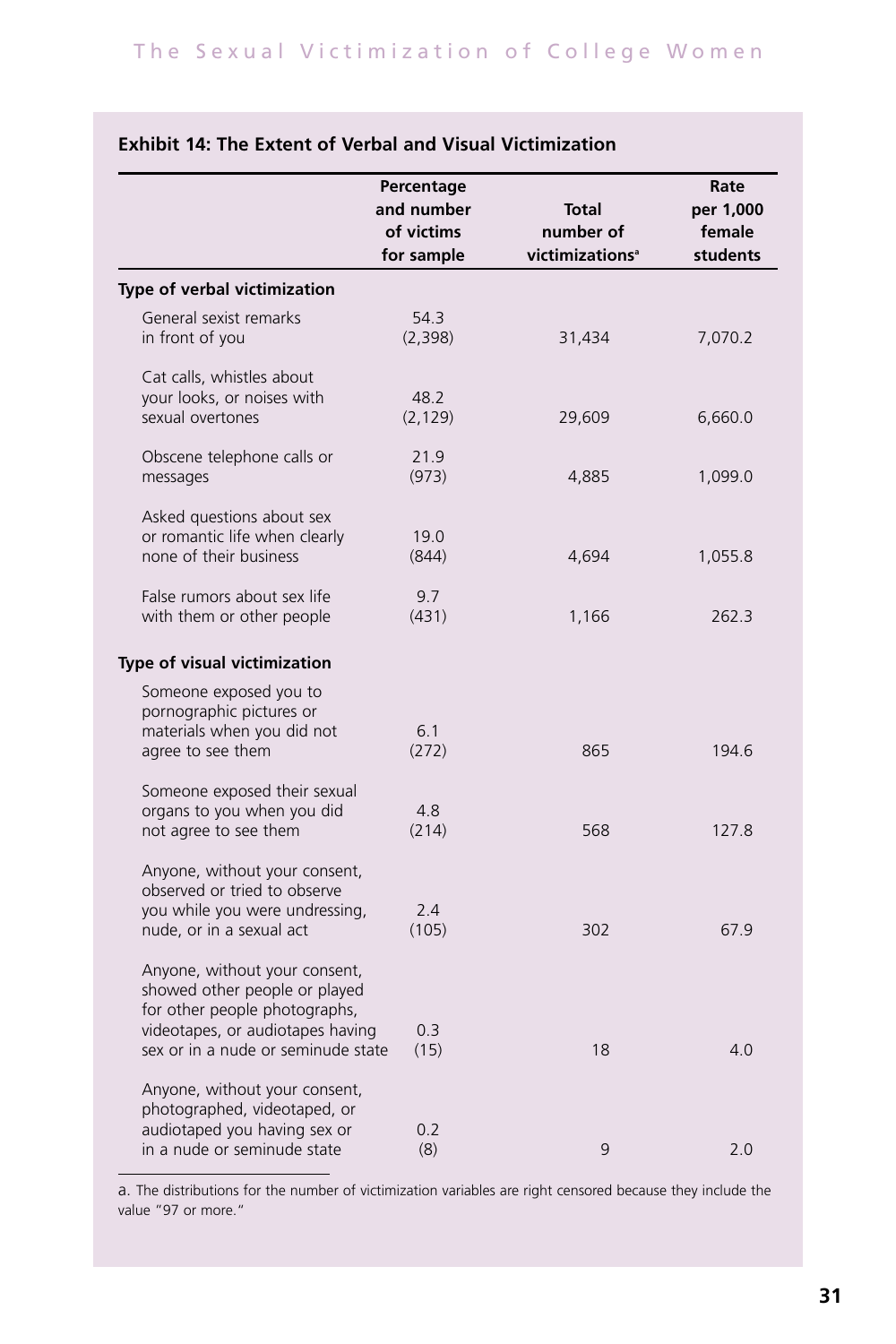**Exhibit 14: The Extent of Verbal and Visual Victimization**

| | Percentage and number of victims for sample | Total number of victimizations[a] | Rate per 1,000 female students |
|---|---|---|---|
| **Type of verbal victimization** | | | |
| General sexist remarks in front of you | 54.3 (2,398) | 31,434 | 7,070.2 |
| Cat calls, whistles about your looks, or noises with sexual overtones | 48.2 (2,129) | 29,609 | 6,660.0 |
| Obscene telephone calls or messages | 21.9 (973) | 4,885 | 1,099.0 |
| Asked questions about sex or romantic life when clearly none of their business | 19.0 (844) | 4,694 | 1,055.8 |
| False rumors about sex life with them or other people | 9.7 (431) | 1,166 | 262.3 |
| **Type of visual victimization** | | | |
| Someone exposed you to pornographic pictures or materials when you did not agree to see them | 6.1 (272) | 865 | 194.6 |
| Someone exposed their sexual organs to you when you did not agree to see them | 4.8 (214) | 568 | 127.8 |
| Anyone, without your consent, observed or tried to observe you while you were undressing, nude, or in a sexual act | 2.4 (105) | 302 | 67.9 |
| Anyone, without your consent, showed other people or played for other people photographs, videotapes, or audiotapes having sex or in a nude or seminude state | 0.3 (15) | 18 | 4.0 |
| Anyone, without your consent, photographed, videotaped, or audiotaped you having sex or in a nude or seminude state | 0.2 (8) | 9 | 2.0 |

a. The distributions for the number of victimization variables are right censored because they include the value "97 or more."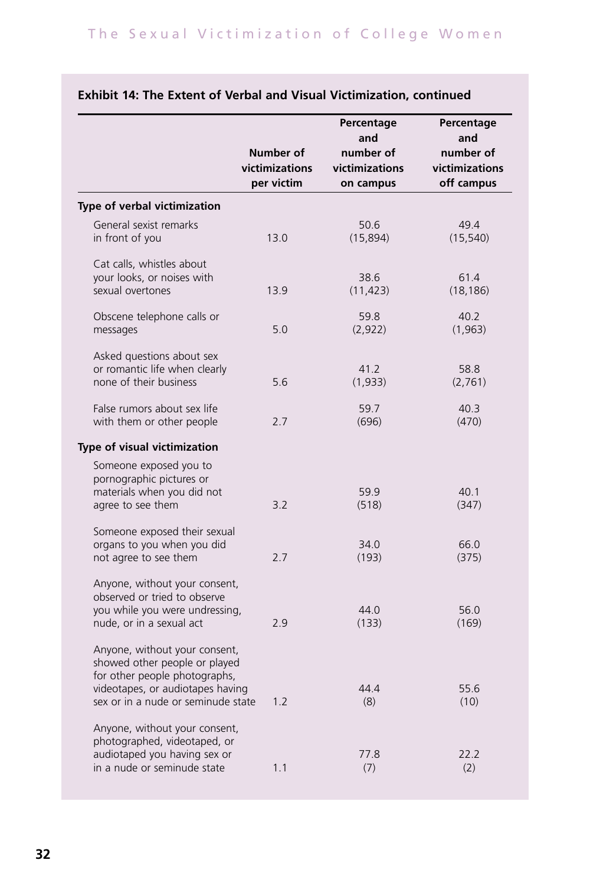**Exhibit 14: The Extent of Verbal and Visual Victimization, continued**

| | Number of victimizations per victim | Percentage and number of victimizations on campus | Percentage and number of victimizations off campus |
|---|---|---|---|
| **Type of verbal victimization** | | | |
| General sexist remarks in front of you | 13.0 | 50.6 (15,894) | 49.4 (15,540) |
| Cat calls, whistles about your looks, or noises with sexual overtones | 13.9 | 38.6 (11,423) | 61.4 (18,186) |
| Obscene telephone calls or messages | 5.0 | 59.8 (2,922) | 40.2 (1,963) |
| Asked questions about sex or romantic life when clearly none of their business | 5.6 | 41.2 (1,933) | 58.8 (2,761) |
| False rumors about sex life with them or other people | 2.7 | 59.7 (696) | 40.3 (470) |
| **Type of visual victimization** | | | |
| Someone exposed you to pornographic pictures or materials when you did not agree to see them | 3.2 | 59.9 (518) | 40.1 (347) |
| Someone exposed their sexual organs to you when you did not agree to see them | 2.7 | 34.0 (193) | 66.0 (375) |
| Anyone, without your consent, observed or tried to observe you while you were undressing, nude, or in a sexual act | 2.9 | 44.0 (133) | 56.0 (169) |
| Anyone, without your consent, showed other people or played for other people photographs, videotapes, or audiotapes having sex or in a nude or seminude state | 1.2 | 44.4 (8) | 55.6 (10) |
| Anyone, without your consent, photographed, videotaped, or audiotaped you having sex or in a nude or seminude state | 1.1 | 77.8 (7) | 22.2 (2) |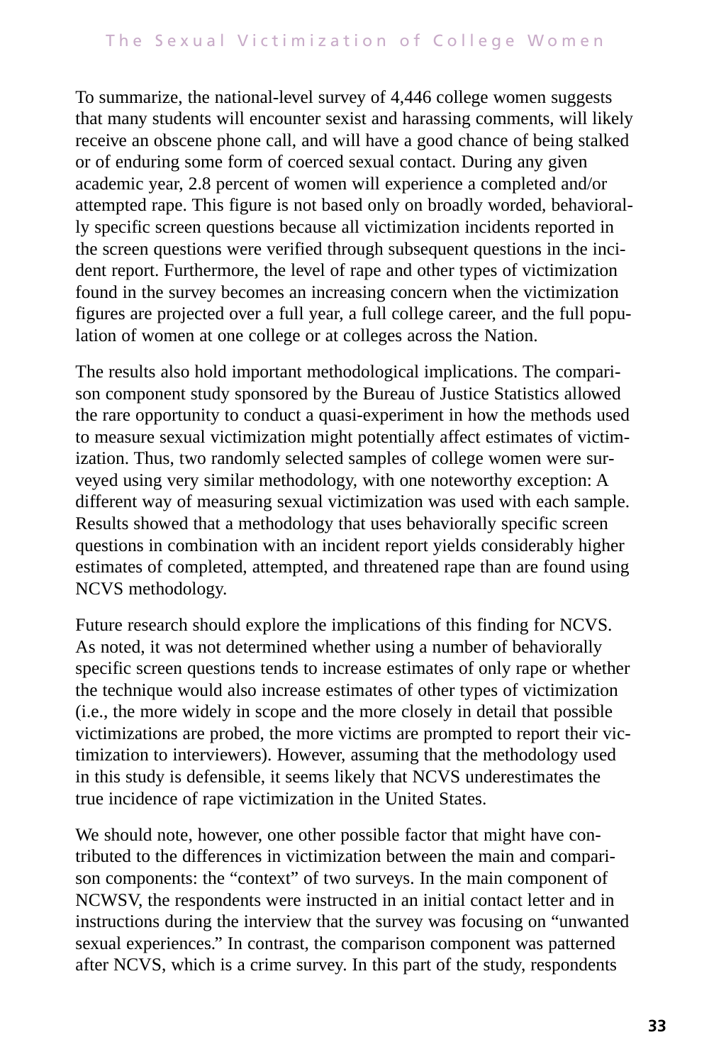To summarize, the national-level survey of 4,446 college women suggests that many students will encounter sexist and harassing comments, will likely receive an obscene phone call, and will have a good chance of being stalked or of enduring some form of coerced sexual contact. During any given academic year, 2.8 percent of women will experience a completed and/or attempted rape. This figure is not based only on broadly worded, behaviorally specific screen questions because all victimization incidents reported in the screen questions were verified through subsequent questions in the incident report. Furthermore, the level of rape and other types of victimization found in the survey becomes an increasing concern when the victimization figures are projected over a full year, a full college career, and the full population of women at one college or at colleges across the Nation.

The results also hold important methodological implications. The comparison component study sponsored by the Bureau of Justice Statistics allowed the rare opportunity to conduct a quasi-experiment in how the methods used to measure sexual victimization might potentially affect estimates of victimization. Thus, two randomly selected samples of college women were surveyed using very similar methodology, with one noteworthy exception: A different way of measuring sexual victimization was used with each sample. Results showed that a methodology that uses behaviorally specific screen questions in combination with an incident report yields considerably higher estimates of completed, attempted, and threatened rape than are found using NCVS methodology.

Future research should explore the implications of this finding for NCVS. As noted, it was not determined whether using a number of behaviorally specific screen questions tends to increase estimates of only rape or whether the technique would also increase estimates of other types of victimization (i.e., the more widely in scope and the more closely in detail that possible victimizations are probed, the more victims are prompted to report their victimization to interviewers). However, assuming that the methodology used in this study is defensible, it seems likely that NCVS underestimates the true incidence of rape victimization in the United States.

We should note, however, one other possible factor that might have contributed to the differences in victimization between the main and comparison components: the "context" of two surveys. In the main component of NCWSV, the respondents were instructed in an initial contact letter and in instructions during the interview that the survey was focusing on "unwanted sexual experiences." In contrast, the comparison component was patterned after NCVS, which is a crime survey. In this part of the study, respondents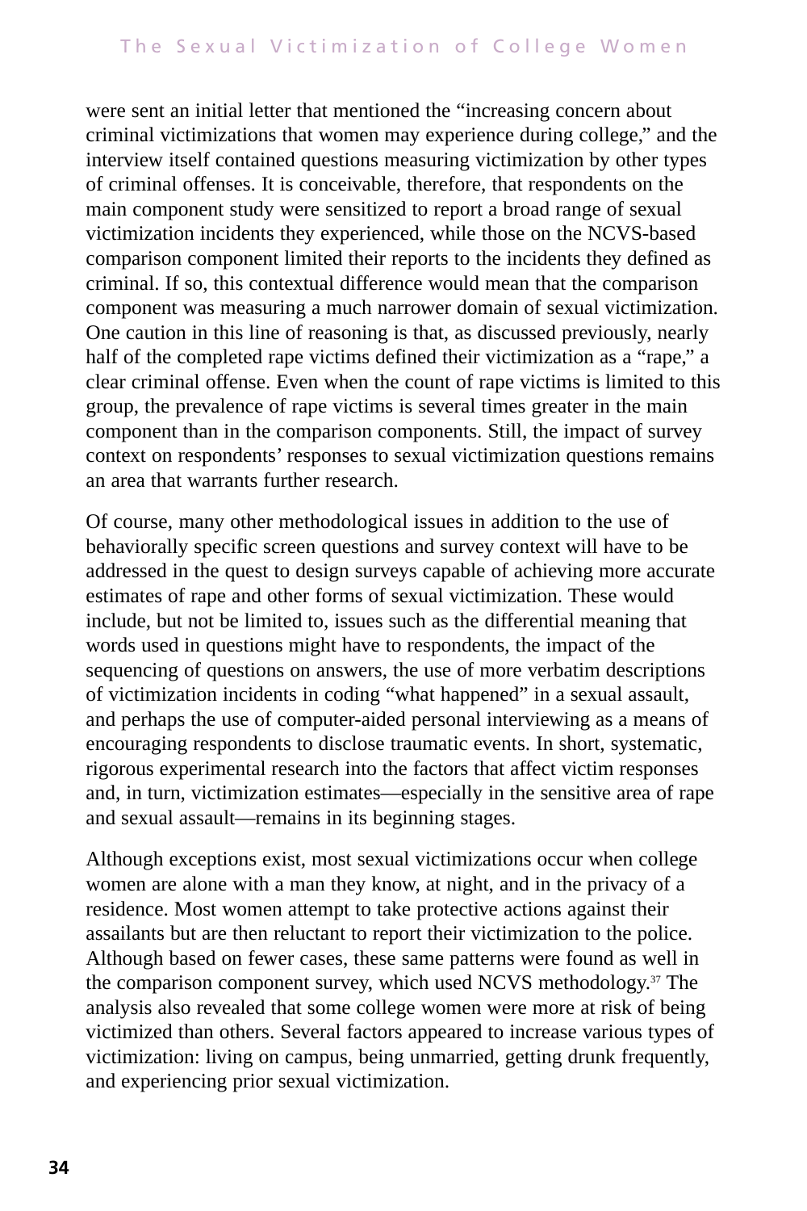were sent an initial letter that mentioned the "increasing concern about criminal victimizations that women may experience during college," and the interview itself contained questions measuring victimization by other types of criminal offenses. It is conceivable, therefore, that respondents on the main component study were sensitized to report a broad range of sexual victimization incidents they experienced, while those on the NCVS-based comparison component limited their reports to the incidents they defined as criminal. If so, this contextual difference would mean that the comparison component was measuring a much narrower domain of sexual victimization. One caution in this line of reasoning is that, as discussed previously, nearly half of the completed rape victims defined their victimization as a "rape," a clear criminal offense. Even when the count of rape victims is limited to this group, the prevalence of rape victims is several times greater in the main component than in the comparison components. Still, the impact of survey context on respondents' responses to sexual victimization questions remains an area that warrants further research.

Of course, many other methodological issues in addition to the use of behaviorally specific screen questions and survey context will have to be addressed in the quest to design surveys capable of achieving more accurate estimates of rape and other forms of sexual victimization. These would include, but not be limited to, issues such as the differential meaning that words used in questions might have to respondents, the impact of the sequencing of questions on answers, the use of more verbatim descriptions of victimization incidents in coding "what happened" in a sexual assault, and perhaps the use of computer-aided personal interviewing as a means of encouraging respondents to disclose traumatic events. In short, systematic, rigorous experimental research into the factors that affect victim responses and, in turn, victimization estimates—especially in the sensitive area of rape and sexual assault—remains in its beginning stages.

Although exceptions exist, most sexual victimizations occur when college women are alone with a man they know, at night, and in the privacy of a residence. Most women attempt to take protective actions against their assailants but are then reluctant to report their victimization to the police. Although based on fewer cases, these same patterns were found as well in the comparison component survey, which used NCVS methodology.[37] The analysis also revealed that some college women were more at risk of being victimized than others. Several factors appeared to increase various types of victimization: living on campus, being unmarried, getting drunk frequently, and experiencing prior sexual victimization.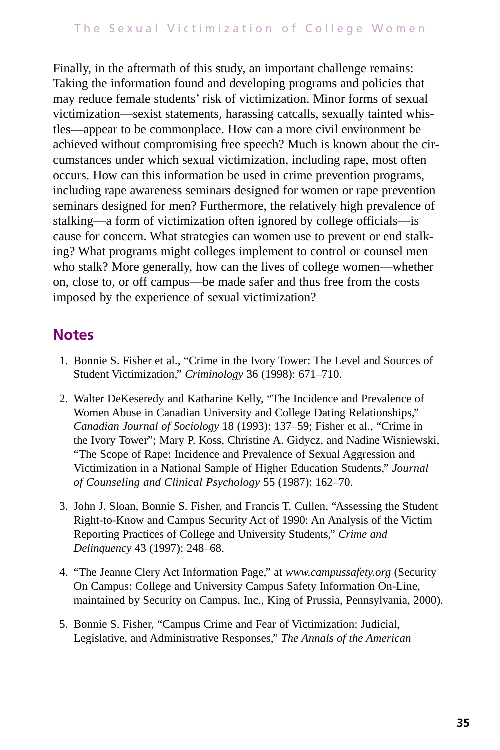Finally, in the aftermath of this study, an important challenge remains: Taking the information found and developing programs and policies that may reduce female students' risk of victimization. Minor forms of sexual victimization—sexist statements, harassing catcalls, sexually tainted whistles—appear to be commonplace. How can a more civil environment be achieved without compromising free speech? Much is known about the circumstances under which sexual victimization, including rape, most often occurs. How can this information be used in crime prevention programs, including rape awareness seminars designed for women or rape prevention seminars designed for men? Furthermore, the relatively high prevalence of stalking—a form of victimization often ignored by college officials—is cause for concern. What strategies can women use to prevent or end stalking? What programs might colleges implement to control or counsel men who stalk? More generally, how can the lives of college women—whether on, close to, or off campus—be made safer and thus free from the costs imposed by the experience of sexual victimization?

## Notes

1. Bonnie S. Fisher et al., "Crime in the Ivory Tower: The Level and Sources of Student Victimization," *Criminology* 36 (1998): 671–710.

2. Walter DeKeseredy and Katharine Kelly, "The Incidence and Prevalence of Women Abuse in Canadian University and College Dating Relationships," *Canadian Journal of Sociology* 18 (1993): 137–59; Fisher et al., "Crime in the Ivory Tower"; Mary P. Koss, Christine A. Gidycz, and Nadine Wisniewski, "The Scope of Rape: Incidence and Prevalence of Sexual Aggression and Victimization in a National Sample of Higher Education Students," *Journal of Counseling and Clinical Psychology* 55 (1987): 162–70.

3. John J. Sloan, Bonnie S. Fisher, and Francis T. Cullen, "Assessing the Student Right-to-Know and Campus Security Act of 1990: An Analysis of the Victim Reporting Practices of College and University Students," *Crime and Delinquency* 43 (1997): 248–68.

4. "The Jeanne Clery Act Information Page," at *www.campussafety.org* (Security On Campus: College and University Campus Safety Information On-Line, maintained by Security on Campus, Inc., King of Prussia, Pennsylvania, 2000).

5. Bonnie S. Fisher, "Campus Crime and Fear of Victimization: Judicial, Legislative, and Administrative Responses," *The Annals of the American*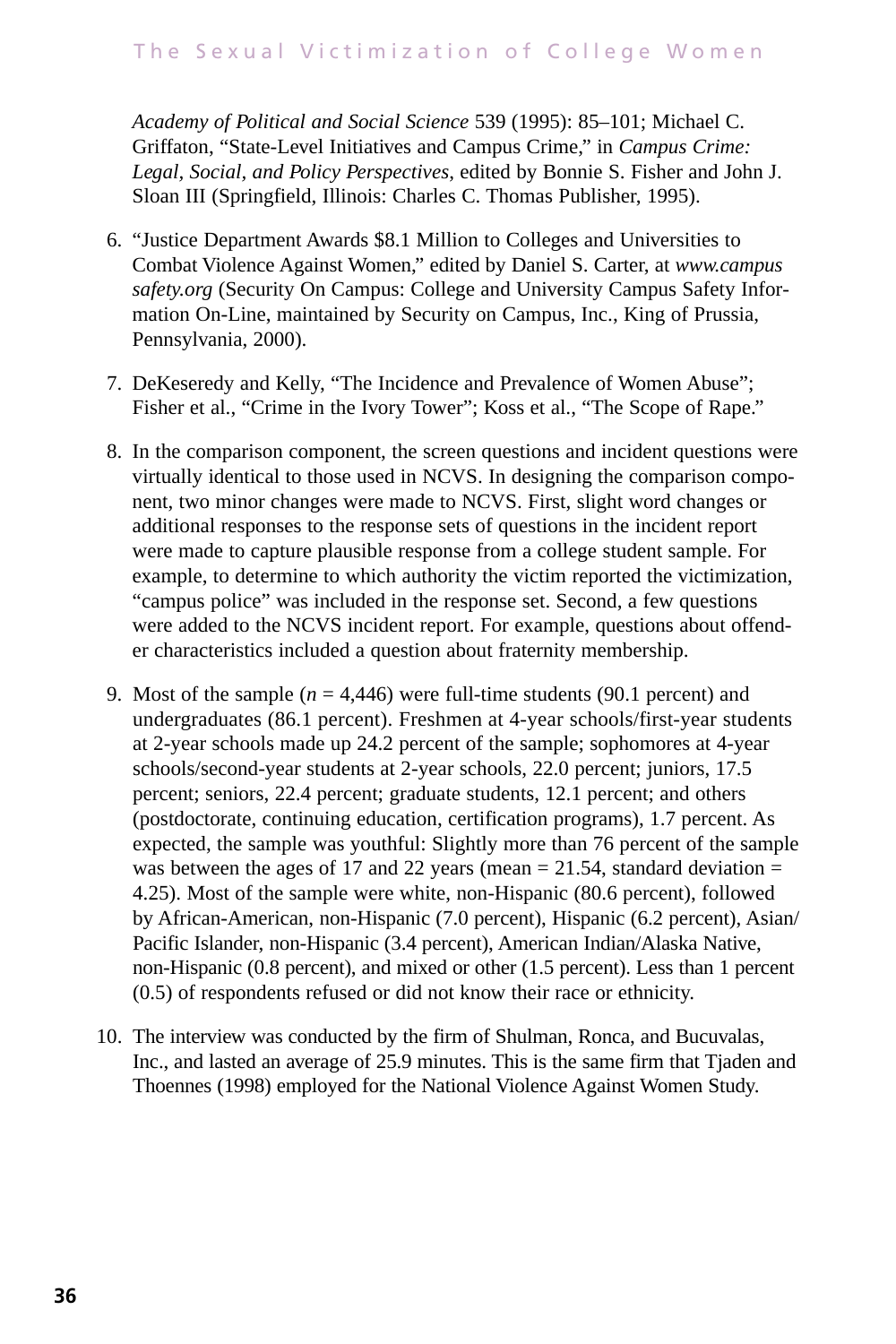*Academy of Political and Social Science* 539 (1995): 85–101; Michael C. Griffaton, "State-Level Initiatives and Campus Crime," in *Campus Crime: Legal, Social, and Policy Perspectives*, edited by Bonnie S. Fisher and John J. Sloan III (Springfield, Illinois: Charles C. Thomas Publisher, 1995).

6. "Justice Department Awards $8.1 Million to Colleges and Universities to Combat Violence Against Women," edited by Daniel S. Carter, at *www.campus safety.org* (Security On Campus: College and University Campus Safety Information On-Line, maintained by Security on Campus, Inc., King of Prussia, Pennsylvania, 2000).

7. DeKeseredy and Kelly, "The Incidence and Prevalence of Women Abuse"; Fisher et al., "Crime in the Ivory Tower"; Koss et al., "The Scope of Rape."

8. In the comparison component, the screen questions and incident questions were virtually identical to those used in NCVS. In designing the comparison component, two minor changes were made to NCVS. First, slight word changes or additional responses to the response sets of questions in the incident report were made to capture plausible response from a college student sample. For example, to determine to which authority the victim reported the victimization, "campus police" was included in the response set. Second, a few questions were added to the NCVS incident report. For example, questions about offender characteristics included a question about fraternity membership.

9. Most of the sample ($n$ = 4,446) were full-time students (90.1 percent) and undergraduates (86.1 percent). Freshmen at 4-year schools/first-year students at 2-year schools made up 24.2 percent of the sample; sophomores at 4-year schools/second-year students at 2-year schools, 22.0 percent; juniors, 17.5 percent; seniors, 22.4 percent; graduate students, 12.1 percent; and others (postdoctorate, continuing education, certification programs), 1.7 percent. As expected, the sample was youthful: Slightly more than 76 percent of the sample was between the ages of 17 and 22 years (mean = 21.54, standard deviation = 4.25). Most of the sample were white, non-Hispanic (80.6 percent), followed by African-American, non-Hispanic (7.0 percent), Hispanic (6.2 percent), Asian/Pacific Islander, non-Hispanic (3.4 percent), American Indian/Alaska Native, non-Hispanic (0.8 percent), and mixed or other (1.5 percent). Less than 1 percent (0.5) of respondents refused or did not know their race or ethnicity.

10. The interview was conducted by the firm of Shulman, Ronca, and Bucuvalas, Inc., and lasted an average of 25.9 minutes. This is the same firm that Tjaden and Thoennes (1998) employed for the National Violence Against Women Study.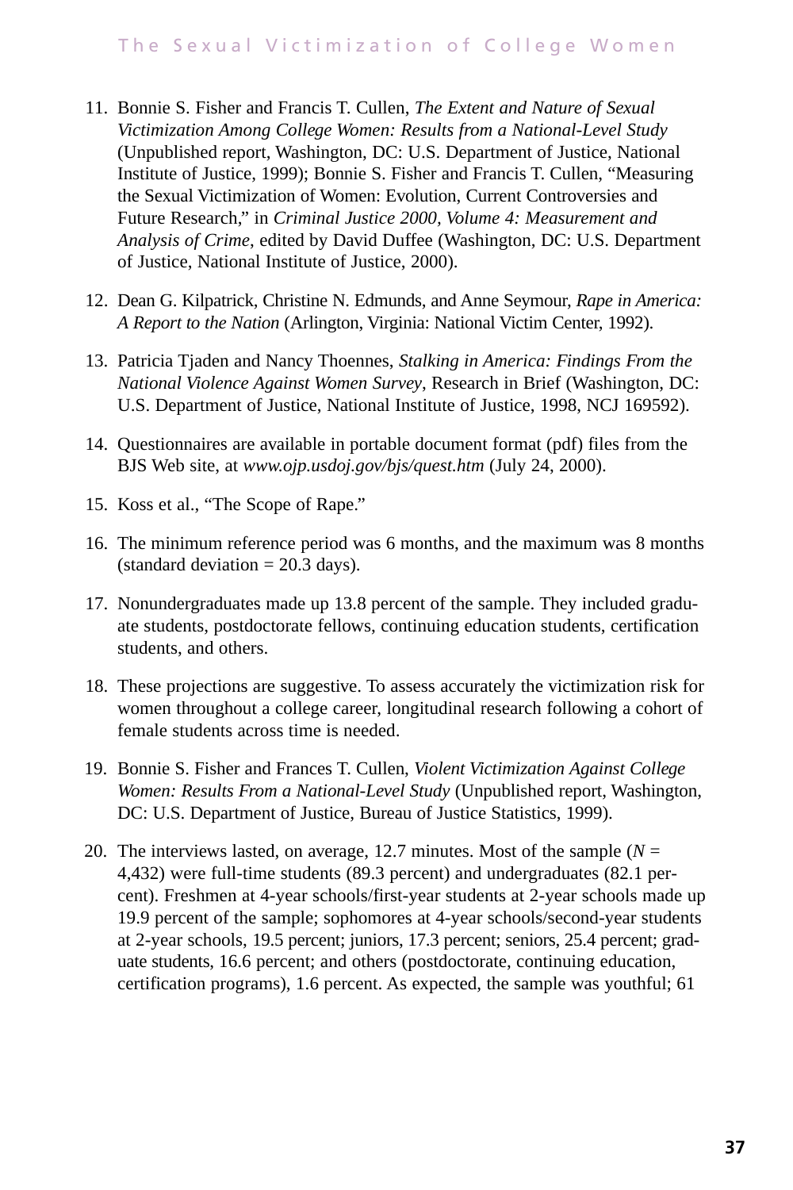11. Bonnie S. Fisher and Francis T. Cullen, *The Extent and Nature of Sexual Victimization Among College Women: Results from a National-Level Study* (Unpublished report, Washington, DC: U.S. Department of Justice, National Institute of Justice, 1999); Bonnie S. Fisher and Francis T. Cullen, "Measuring the Sexual Victimization of Women: Evolution, Current Controversies and Future Research," in *Criminal Justice 2000, Volume 4: Measurement and Analysis of Crime*, edited by David Duffee (Washington, DC: U.S. Department of Justice, National Institute of Justice, 2000).

12. Dean G. Kilpatrick, Christine N. Edmunds, and Anne Seymour, *Rape in America: A Report to the Nation* (Arlington, Virginia: National Victim Center, 1992).

13. Patricia Tjaden and Nancy Thoennes, *Stalking in America: Findings From the National Violence Against Women Survey*, Research in Brief (Washington, DC: U.S. Department of Justice, National Institute of Justice, 1998, NCJ 169592).

14. Questionnaires are available in portable document format (pdf) files from the BJS Web site, at *www.ojp.usdoj.gov/bjs/quest.htm* (July 24, 2000).

15. Koss et al., "The Scope of Rape."

16. The minimum reference period was 6 months, and the maximum was 8 months (standard deviation = 20.3 days).

17. Nonundergraduates made up 13.8 percent of the sample. They included graduate students, postdoctorate fellows, continuing education students, certification students, and others.

18. These projections are suggestive. To assess accurately the victimization risk for women throughout a college career, longitudinal research following a cohort of female students across time is needed.

19. Bonnie S. Fisher and Frances T. Cullen, *Violent Victimization Against College Women: Results From a National-Level Study* (Unpublished report, Washington, DC: U.S. Department of Justice, Bureau of Justice Statistics, 1999).

20. The interviews lasted, on average, 12.7 minutes. Most of the sample ($N$ = 4,432) were full-time students (89.3 percent) and undergraduates (82.1 percent). Freshmen at 4-year schools/first-year students at 2-year schools made up 19.9 percent of the sample; sophomores at 4-year schools/second-year students at 2-year schools, 19.5 percent; juniors, 17.3 percent; seniors, 25.4 percent; graduate students, 16.6 percent; and others (postdoctorate, continuing education, certification programs), 1.6 percent. As expected, the sample was youthful; 61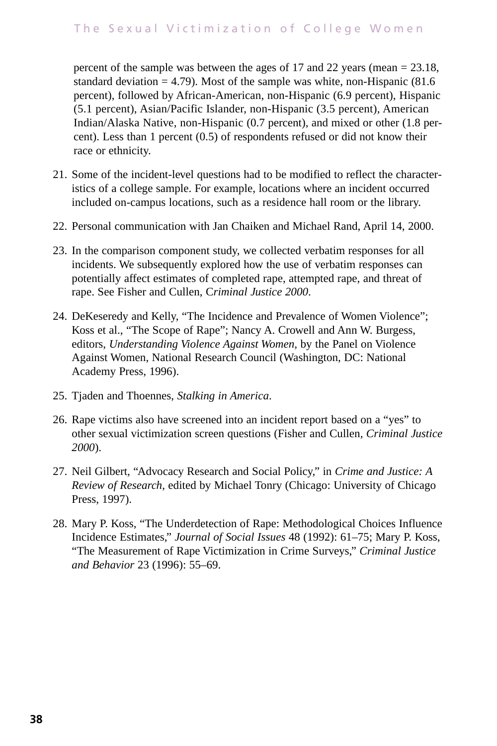percent of the sample was between the ages of 17 and 22 years (mean = 23.18, standard deviation = 4.79). Most of the sample was white, non-Hispanic (81.6 percent), followed by African-American, non-Hispanic (6.9 percent), Hispanic (5.1 percent), Asian/Pacific Islander, non-Hispanic (3.5 percent), American Indian/Alaska Native, non-Hispanic (0.7 percent), and mixed or other (1.8 percent). Less than 1 percent (0.5) of respondents refused or did not know their race or ethnicity.

21. Some of the incident-level questions had to be modified to reflect the characteristics of a college sample. For example, locations where an incident occurred included on-campus locations, such as a residence hall room or the library.

22. Personal communication with Jan Chaiken and Michael Rand, April 14, 2000.

23. In the comparison component study, we collected verbatim responses for all incidents. We subsequently explored how the use of verbatim responses can potentially affect estimates of completed rape, attempted rape, and threat of rape. See Fisher and Cullen, C*riminal Justice 2000*.

24. DeKeseredy and Kelly, "The Incidence and Prevalence of Women Violence"; Koss et al., "The Scope of Rape"; Nancy A. Crowell and Ann W. Burgess, editors, *Understanding Violence Against Women,* by the Panel on Violence Against Women, National Research Council (Washington, DC: National Academy Press, 1996).

25. Tjaden and Thoennes, *Stalking in America*.

26. Rape victims also have screened into an incident report based on a "yes" to other sexual victimization screen questions (Fisher and Cullen, *Criminal Justice 2000*).

27. Neil Gilbert, "Advocacy Research and Social Policy," in *Crime and Justice: A Review of Research*, edited by Michael Tonry (Chicago: University of Chicago Press, 1997).

28. Mary P. Koss, "The Underdetection of Rape: Methodological Choices Influence Incidence Estimates," *Journal of Social Issues* 48 (1992): 61–75; Mary P. Koss, "The Measurement of Rape Victimization in Crime Surveys," *Criminal Justice and Behavior* 23 (1996): 55–69.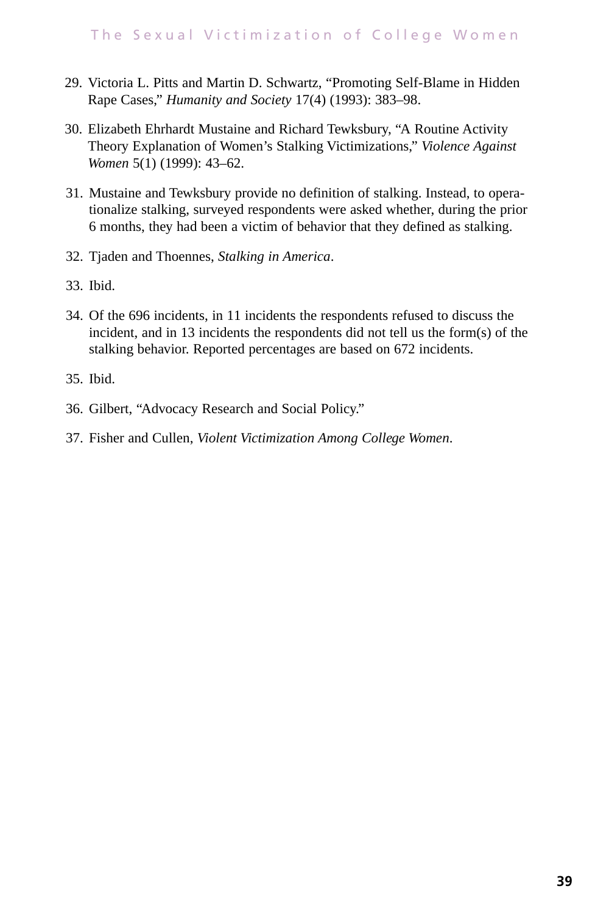29. Victoria L. Pitts and Martin D. Schwartz, "Promoting Self-Blame in Hidden Rape Cases," *Humanity and Society* 17(4) (1993): 383–98.

30. Elizabeth Ehrhardt Mustaine and Richard Tewksbury, "A Routine Activity Theory Explanation of Women's Stalking Victimizations," *Violence Against Women* 5(1) (1999): 43–62.

31. Mustaine and Tewksbury provide no definition of stalking. Instead, to operationalize stalking, surveyed respondents were asked whether, during the prior 6 months, they had been a victim of behavior that they defined as stalking.

32. Tjaden and Thoennes, *Stalking in America*.

33. Ibid.

34. Of the 696 incidents, in 11 incidents the respondents refused to discuss the incident, and in 13 incidents the respondents did not tell us the form(s) of the stalking behavior. Reported percentages are based on 672 incidents.

35. Ibid.

36. Gilbert, "Advocacy Research and Social Policy."

37. Fisher and Cullen, *Violent Victimization Among College Women*.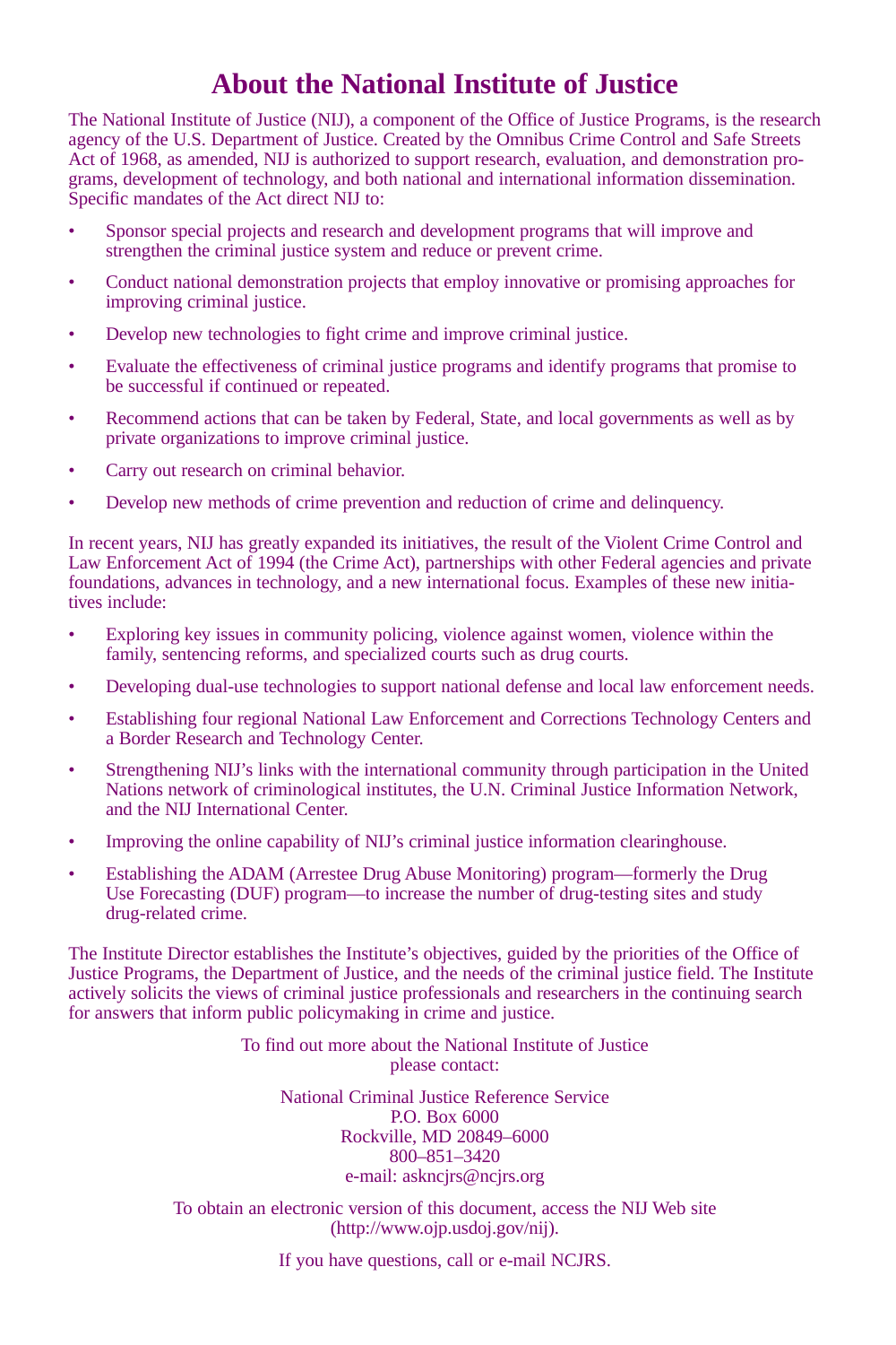# About the National Institute of Justice

The National Institute of Justice (NIJ), a component of the Office of Justice Programs, is the research agency of the U.S. Department of Justice. Created by the Omnibus Crime Control and Safe Streets Act of 1968, as amended, NIJ is authorized to support research, evaluation, and demonstration programs, development of technology, and both national and international information dissemination. Specific mandates of the Act direct NIJ to:

- Sponsor special projects and research and development programs that will improve and strengthen the criminal justice system and reduce or prevent crime.
- Conduct national demonstration projects that employ innovative or promising approaches for improving criminal justice.
- Develop new technologies to fight crime and improve criminal justice.
- Evaluate the effectiveness of criminal justice programs and identify programs that promise to be successful if continued or repeated.
- Recommend actions that can be taken by Federal, State, and local governments as well as by private organizations to improve criminal justice.
- Carry out research on criminal behavior.
- Develop new methods of crime prevention and reduction of crime and delinquency.

In recent years, NIJ has greatly expanded its initiatives, the result of the Violent Crime Control and Law Enforcement Act of 1994 (the Crime Act), partnerships with other Federal agencies and private foundations, advances in technology, and a new international focus. Examples of these new initiatives include:

- Exploring key issues in community policing, violence against women, violence within the family, sentencing reforms, and specialized courts such as drug courts.
- Developing dual-use technologies to support national defense and local law enforcement needs.
- Establishing four regional National Law Enforcement and Corrections Technology Centers and a Border Research and Technology Center.
- Strengthening NIJ's links with the international community through participation in the United Nations network of criminological institutes, the U.N. Criminal Justice Information Network, and the NIJ International Center.
- Improving the online capability of NIJ's criminal justice information clearinghouse.
- Establishing the ADAM (Arrestee Drug Abuse Monitoring) program—formerly the Drug Use Forecasting (DUF) program—to increase the number of drug-testing sites and study drug-related crime.

The Institute Director establishes the Institute's objectives, guided by the priorities of the Office of Justice Programs, the Department of Justice, and the needs of the criminal justice field. The Institute actively solicits the views of criminal justice professionals and researchers in the continuing search for answers that inform public policymaking in crime and justice.

To find out more about the National Institute of Justice please contact:

National Criminal Justice Reference Service
P.O. Box 6000
Rockville, MD 20849–6000
800–851–3420
e-mail: askncjrs@ncjrs.org

To obtain an electronic version of this document, access the NIJ Web site (http://www.ojp.usdoj.gov/nij).

If you have questions, call or e-mail NCJRS.